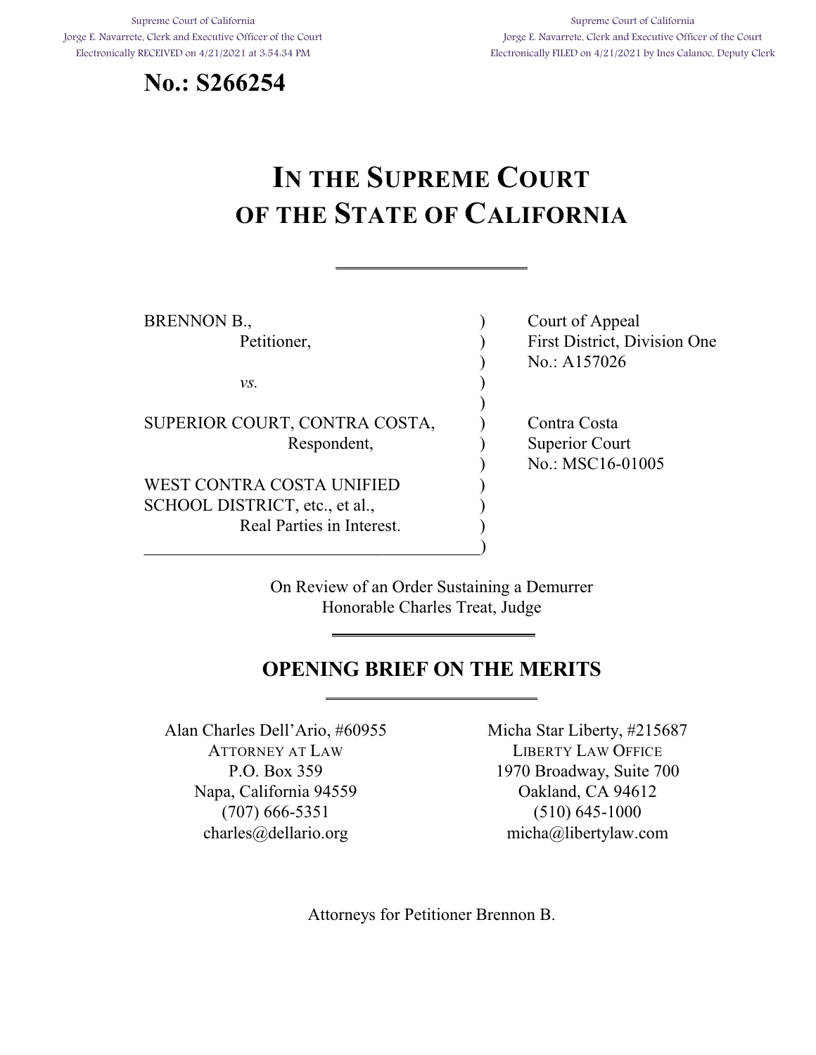Supreme Court of California
Jorge E. Navarrete, Clerk and Executive Officer of the Court
Electronically RECEIVED on 4/21/2021 at 3:54:34 PM

Supreme Court of California
Jorge E. Navarrete, Clerk and Executive Officer of the Court
Electronically FILED on 4/21/2021 by Ines Calanoc, Deputy Clerk

**No.: S266254**

# IN THE SUPREME COURT OF THE STATE OF CALIFORNIA

---

BRENNON B.,
Petitioner,

*vs.*

SUPERIOR COURT, CONTRA COSTA,
Respondent,

WEST CONTRA COSTA UNIFIED SCHOOL DISTRICT, etc., et al.,
Real Parties in Interest.

Court of Appeal
First District, Division One
No.: A157026

Contra Costa
Superior Court
No.: MSC16-01005

On Review of an Order Sustaining a Demurrer
Honorable Charles Treat, Judge

---

## OPENING BRIEF ON THE MERITS

---

Alan Charles Dell'Ario, #60955
ATTORNEY AT LAW
P.O. Box 359
Napa, California 94559
(707) 666-5351
charles@dellario.org

Micha Star Liberty, #215687
LIBERTY LAW OFFICE
1970 Broadway, Suite 700
Oakland, CA 94612
(510) 645-1000
micha@libertylaw.com

Attorneys for Petitioner Brennon B.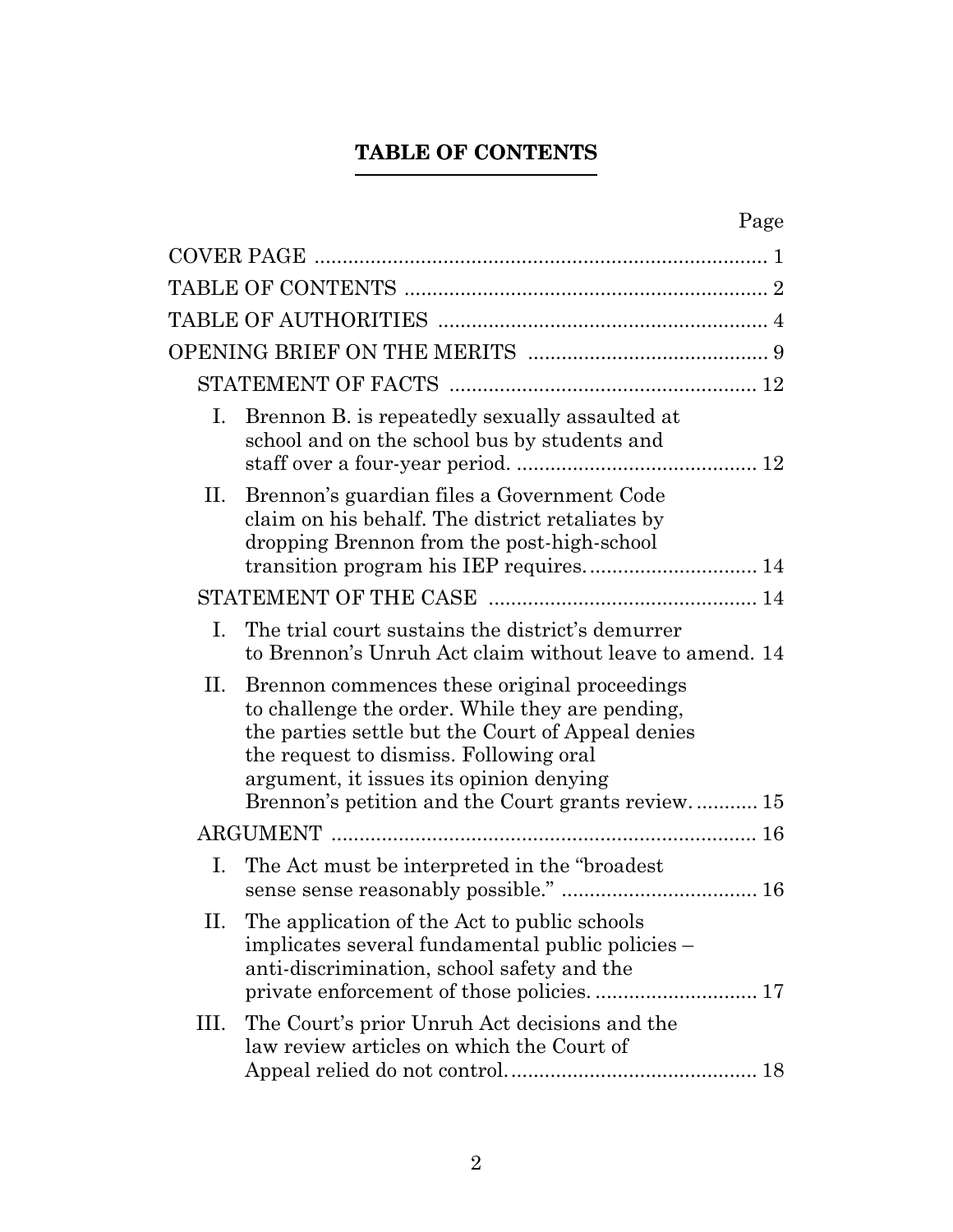# TABLE OF CONTENTS

| | Page |
|---|---|
| COVER PAGE | 1 |
| TABLE OF CONTENTS | 2 |
| TABLE OF AUTHORITIES | 4 |
| OPENING BRIEF ON THE MERITS | 9 |
| STATEMENT OF FACTS | 12 |
| I. Brennon B. is repeatedly sexually assaulted at school and on the school bus by students and staff over a four-year period. | 12 |
| II. Brennon's guardian files a Government Code claim on his behalf. The district retaliates by dropping Brennon from the post-high-school transition program his IEP requires. | 14 |
| STATEMENT OF THE CASE | 14 |
| I. The trial court sustains the district's demurrer to Brennon's Unruh Act claim without leave to amend. | 14 |
| II. Brennon commences these original proceedings to challenge the order. While they are pending, the parties settle but the Court of Appeal denies the request to dismiss. Following oral argument, it issues its opinion denying Brennon's petition and the Court grants review. | 15 |
| ARGUMENT | 16 |
| I. The Act must be interpreted in the "broadest sense sense reasonably possible." | 16 |
| II. The application of the Act to public schools implicates several fundamental public policies – anti-discrimination, school safety and the private enforcement of those policies. | 17 |
| III. The Court's prior Unruh Act decisions and the law review articles on which the Court of Appeal relied do not control. | 18 |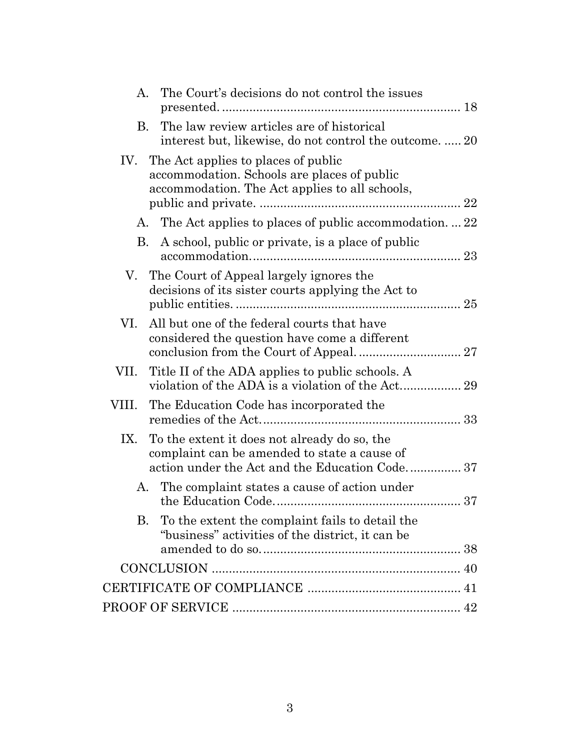- A. The Court's decisions do not control the issues presented. ..................................................................... 18
- B. The law review articles are of historical interest but, likewise, do not control the outcome. ..... 20

IV. The Act applies to places of public accommodation. Schools are places of public accommodation. The Act applies to all schools, public and private. .......................................................... 22

- A. The Act applies to places of public accommodation. ... 22
- B. A school, public or private, is a place of public accommodation. ............................................................ 23

V. The Court of Appeal largely ignores the decisions of its sister courts applying the Act to public entities. ................................................................. 25

VI. All but one of the federal courts that have considered the question have come a different conclusion from the Court of Appeal. .............................. 27

VII. Title II of the ADA applies to public schools. A violation of the ADA is a violation of the Act................. 29

VIII. The Education Code has incorporated the remedies of the Act. ........................................................ 33

IX. To the extent it does not already do so, the complaint can be amended to state a cause of action under the Act and the Education Code. ............... 37

- A. The complaint states a cause of action under the Education Code. ..................................................... 37
- B. To the extent the complaint fails to detail the "business" activities of the district, it can be amended to do so. ......................................................... 38

CONCLUSION ........................................................................ 40

CERTIFICATE OF COMPLIANCE ............................................ 41

PROOF OF SERVICE .................................................................. 42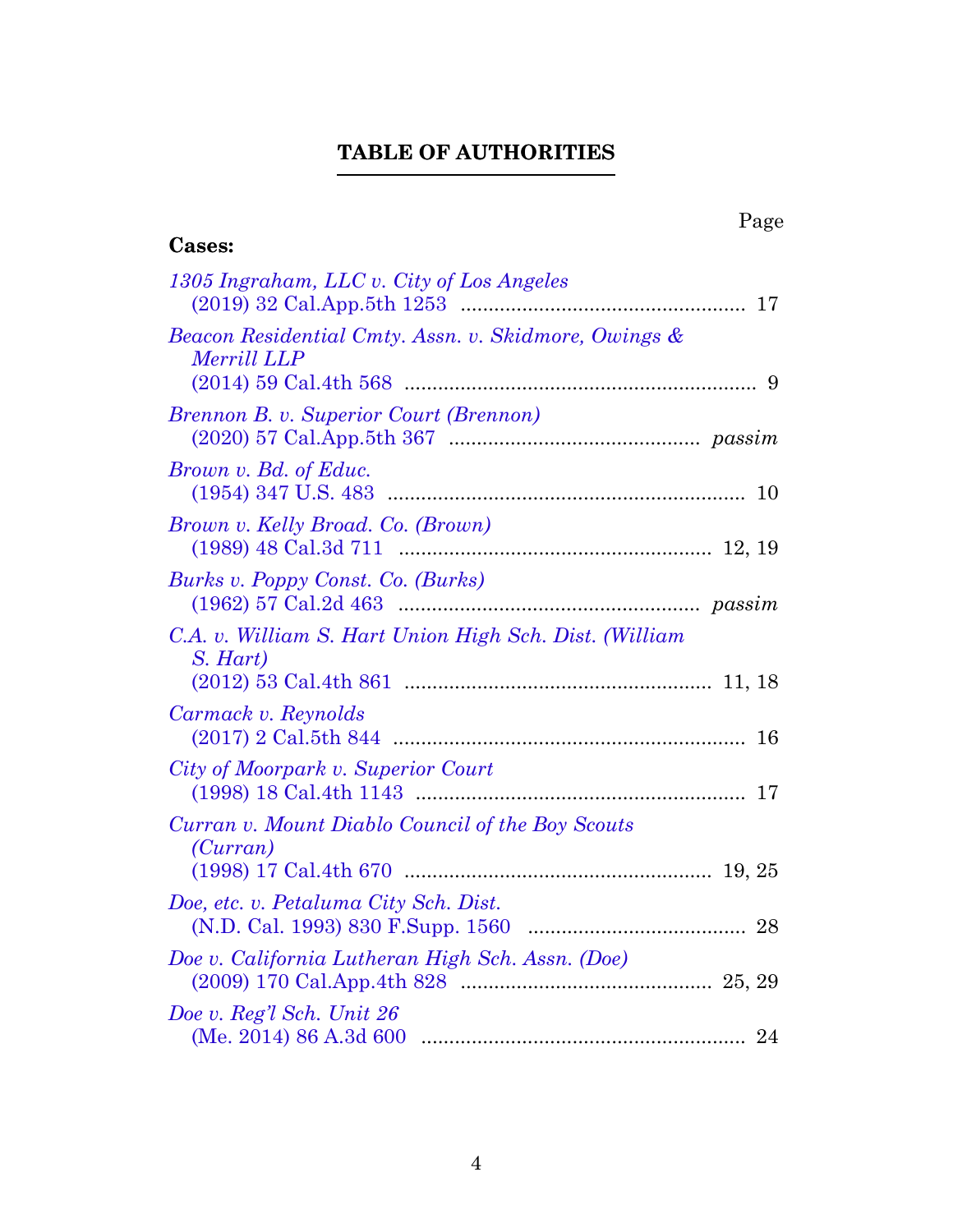# TABLE OF AUTHORITIES

Page

**Cases:**

*1305 Ingraham, LLC v. City of Los Angeles*
(2019) 32 Cal.App.5th 1253 .................................................. 17

*Beacon Residential Cmty. Assn. v. Skidmore, Owings & Merrill LLP*
(2014) 59 Cal.4th 568 .............................................................. 9

*Brennon B. v. Superior Court (Brennon)*
(2020) 57 Cal.App.5th 367 ............................................ *passim*

*Brown v. Bd. of Educ.*
(1954) 347 U.S. 483 ............................................................... 10

*Brown v. Kelly Broad. Co. (Brown)*
(1989) 48 Cal.3d 711 ....................................................... 12, 19

*Burks v. Poppy Const. Co. (Burks)*
(1962) 57 Cal.2d 463 ..................................................... *passim*

*C.A. v. William S. Hart Union High Sch. Dist. (William S. Hart)*
(2012) 53 Cal.4th 861 ...................................................... 11, 18

*Carmack v. Reynolds*
(2017) 2 Cal.5th 844 .............................................................. 16

*City of Moorpark v. Superior Court*
(1998) 18 Cal.4th 1143 .......................................................... 17

*Curran v. Mount Diablo Council of the Boy Scouts (Curran)*
(1998) 17 Cal.4th 670 ...................................................... 19, 25

*Doe, etc. v. Petaluma City Sch. Dist.*
(N.D. Cal. 1993) 830 F.Supp. 1560 ....................................... 28

*Doe v. California Lutheran High Sch. Assn. (Doe)*
(2009) 170 Cal.App.4th 828 ............................................ 25, 29

*Doe v. Reg'l Sch. Unit 26*
(Me. 2014) 86 A.3d 600 ......................................................... 24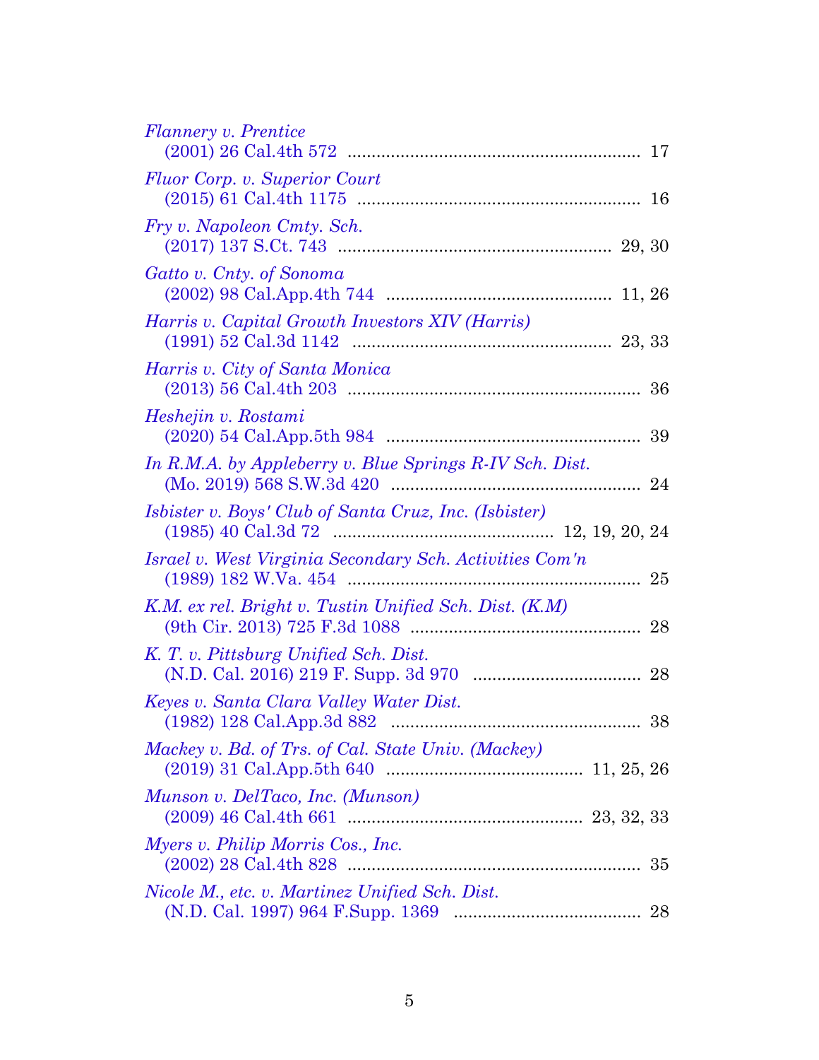*Flannery v. Prentice*
(2001) 26 Cal.4th 572 ............................................................ 17

*Fluor Corp. v. Superior Court*
(2015) 61 Cal.4th 1175 .......................................................... 16

*Fry v. Napoleon Cmty. Sch.*
(2017) 137 S.Ct. 743 ...................................................... 29, 30

*Gatto v. Cnty. of Sonoma*
(2002) 98 Cal.App.4th 744 .............................................. 11, 26

*Harris v. Capital Growth Investors XIV (Harris)*
(1991) 52 Cal.3d 1142 ..................................................... 23, 33

*Harris v. City of Santa Monica*
(2013) 56 Cal.4th 203 ............................................................ 36

*Heshejin v. Rostami*
(2020) 54 Cal.App.5th 984 .................................................... 39

*In R.M.A. by Appleberry v. Blue Springs R-IV Sch. Dist.*
(Mo. 2019) 568 S.W.3d 420 .................................................. 24

*Isbister v. Boys' Club of Santa Cruz, Inc. (Isbister)*
(1985) 40 Cal.3d 72 ............................................. 12, 19, 20, 24

*Israel v. West Virginia Secondary Sch. Activities Com'n*
(1989) 182 W.Va. 454 ............................................................ 25

*K.M. ex rel. Bright v. Tustin Unified Sch. Dist. (K.M)*
(9th Cir. 2013) 725 F.3d 1088 ............................................... 28

*K. T. v. Pittsburg Unified Sch. Dist.*
(N.D. Cal. 2016) 219 F. Supp. 3d 970 .................................. 28

*Keyes v. Santa Clara Valley Water Dist.*
(1982) 128 Cal.App.3d 882 .................................................. 38

*Mackey v. Bd. of Trs. of Cal. State Univ. (Mackey)*
(2019) 31 Cal.App.5th 640 ........................................ 11, 25, 26

*Munson v. DelTaco, Inc. (Munson)*
(2009) 46 Cal.4th 661 ................................................ 23, 32, 33

*Myers v. Philip Morris Cos., Inc.*
(2002) 28 Cal.4th 828 ............................................................ 35

*Nicole M., etc. v. Martinez Unified Sch. Dist.*
(N.D. Cal. 1997) 964 F.Supp. 1369 ...................................... 28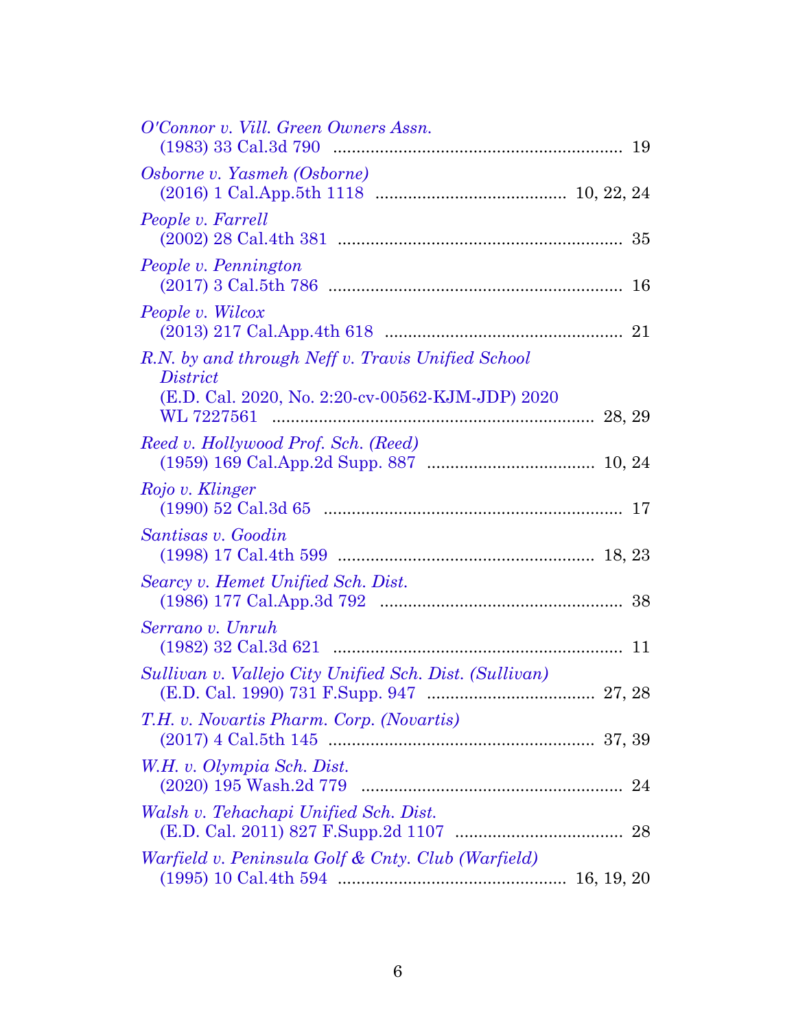*O'Connor v. Vill. Green Owners Assn.*
(1983) 33 Cal.3d 790 .............................................................. 19

*Osborne v. Yasmeh (Osborne)*
(2016) 1 Cal.App.5th 1118 ........................................ 10, 22, 24

*People v. Farrell*
(2002) 28 Cal.4th 381 ............................................................ 35

*People v. Pennington*
(2017) 3 Cal.5th 786 .............................................................. 16

*People v. Wilcox*
(2013) 217 Cal.App.4th 618 .................................................. 21

*R.N. by and through Neff v. Travis Unified School District*
(E.D. Cal. 2020, No. 2:20-cv-00562-KJM-JDP) 2020 WL 7227561 .................................................................... 28, 29

*Reed v. Hollywood Prof. Sch. (Reed)*
(1959) 169 Cal.App.2d Supp. 887 .................................... 10, 24

*Rojo v. Klinger*
(1990) 52 Cal.3d 65 ............................................................... 17

*Santisas v. Goodin*
(1998) 17 Cal.4th 599 ...................................................... 18, 23

*Searcy v. Hemet Unified Sch. Dist.*
(1986) 177 Cal.App.3d 792 .................................................... 38

*Serrano v. Unruh*
(1982) 32 Cal.3d 621 .............................................................. 11

*Sullivan v. Vallejo City Unified Sch. Dist. (Sullivan)*
(E.D. Cal. 1990) 731 F.Supp. 947 .................................... 27, 28

*T.H. v. Novartis Pharm. Corp. (Novartis)*
(2017) 4 Cal.5th 145 ........................................................ 37, 39

*W.H. v. Olympia Sch. Dist.*
(2020) 195 Wash.2d 779 ....................................................... 24

*Walsh v. Tehachapi Unified Sch. Dist.*
(E.D. Cal. 2011) 827 F.Supp.2d 1107 .................................... 28

*Warfield v. Peninsula Golf & Cnty. Club (Warfield)*
(1995) 10 Cal.4th 594 ................................................ 16, 19, 20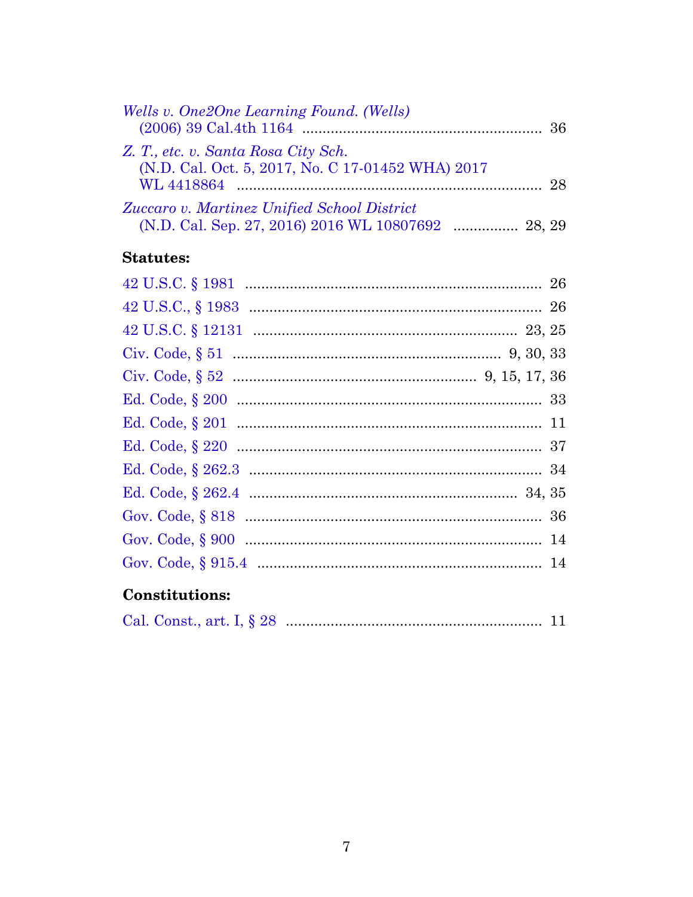*Wells v. One2One Learning Found. (Wells)*
(2006) 39 Cal.4th 1164 .......................................................... 36

*Z. T., etc. v. Santa Rosa City Sch.*
(N.D. Cal. Oct. 5, 2017, No. C 17-01452 WHA) 2017 WL 4418864 .......................................................................... 28

*Zuccaro v. Martinez Unified School District*
(N.D. Cal. Sep. 27, 2016) 2016 WL 10807692 ................ 28, 29

**Statutes:**

42 U.S.C. § 1981 ........................................................................ 26

42 U.S.C., § 1983 ....................................................................... 26

42 U.S.C. § 12131 ................................................................ 23, 25

Civ. Code, § 51 ................................................................. 9, 30, 33

Civ. Code, § 52 .......................................................... 9, 15, 17, 36

Ed. Code, § 200 .......................................................................... 33

Ed. Code, § 201 .......................................................................... 11

Ed. Code, § 220 .......................................................................... 37

Ed. Code, § 262.3 ....................................................................... 34

Ed. Code, § 262.4 ................................................................. 34, 35

Gov. Code, § 818 ........................................................................ 36

Gov. Code, § 900 ........................................................................ 14

Gov. Code, § 915.4 ..................................................................... 14

**Constitutions:**

Cal. Const., art. I, § 28 .............................................................. 11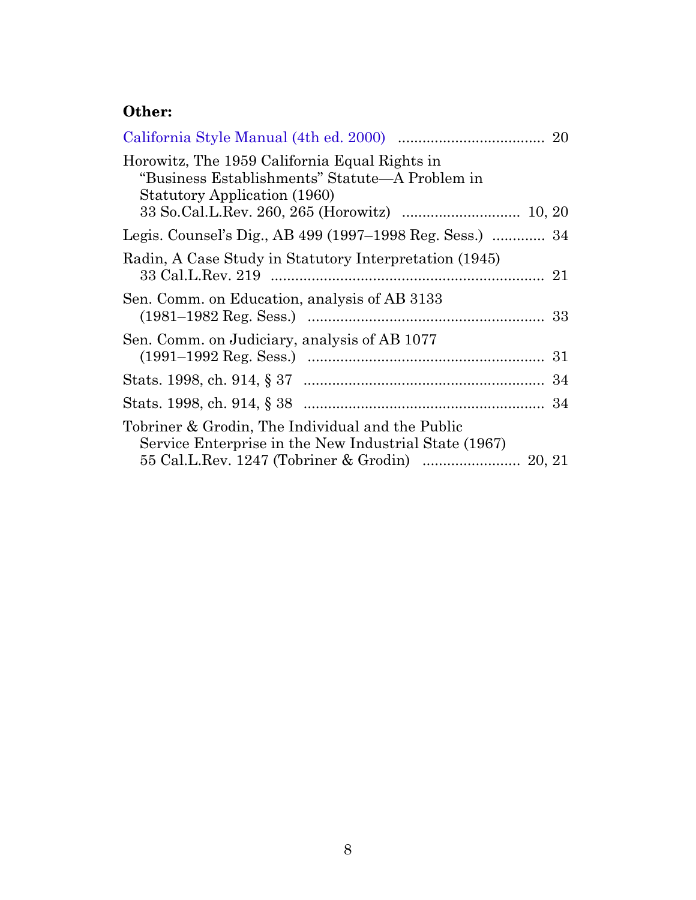**Other:**

California Style Manual (4th ed. 2000) .................................... 20

Horowitz, The 1959 California Equal Rights in "Business Establishments" Statute—A Problem in Statutory Application (1960)
33 So.Cal.L.Rev. 260, 265 (Horowitz) ............................ 10, 20

Legis. Counsel's Dig., AB 499 (1997–1998 Reg. Sess.) ............ 34

Radin, A Case Study in Statutory Interpretation (1945)
33 Cal.L.Rev. 219 ................................................................... 21

Sen. Comm. on Education, analysis of AB 3133
(1981–1982 Reg. Sess.) ......................................................... 33

Sen. Comm. on Judiciary, analysis of AB 1077
(1991–1992 Reg. Sess.) ......................................................... 31

Stats. 1998, ch. 914, § 37 .......................................................... 34

Stats. 1998, ch. 914, § 38 .......................................................... 34

Tobriner & Grodin, The Individual and the Public Service Enterprise in the New Industrial State (1967)
55 Cal.L.Rev. 1247 (Tobriner & Grodin) ........................ 20, 21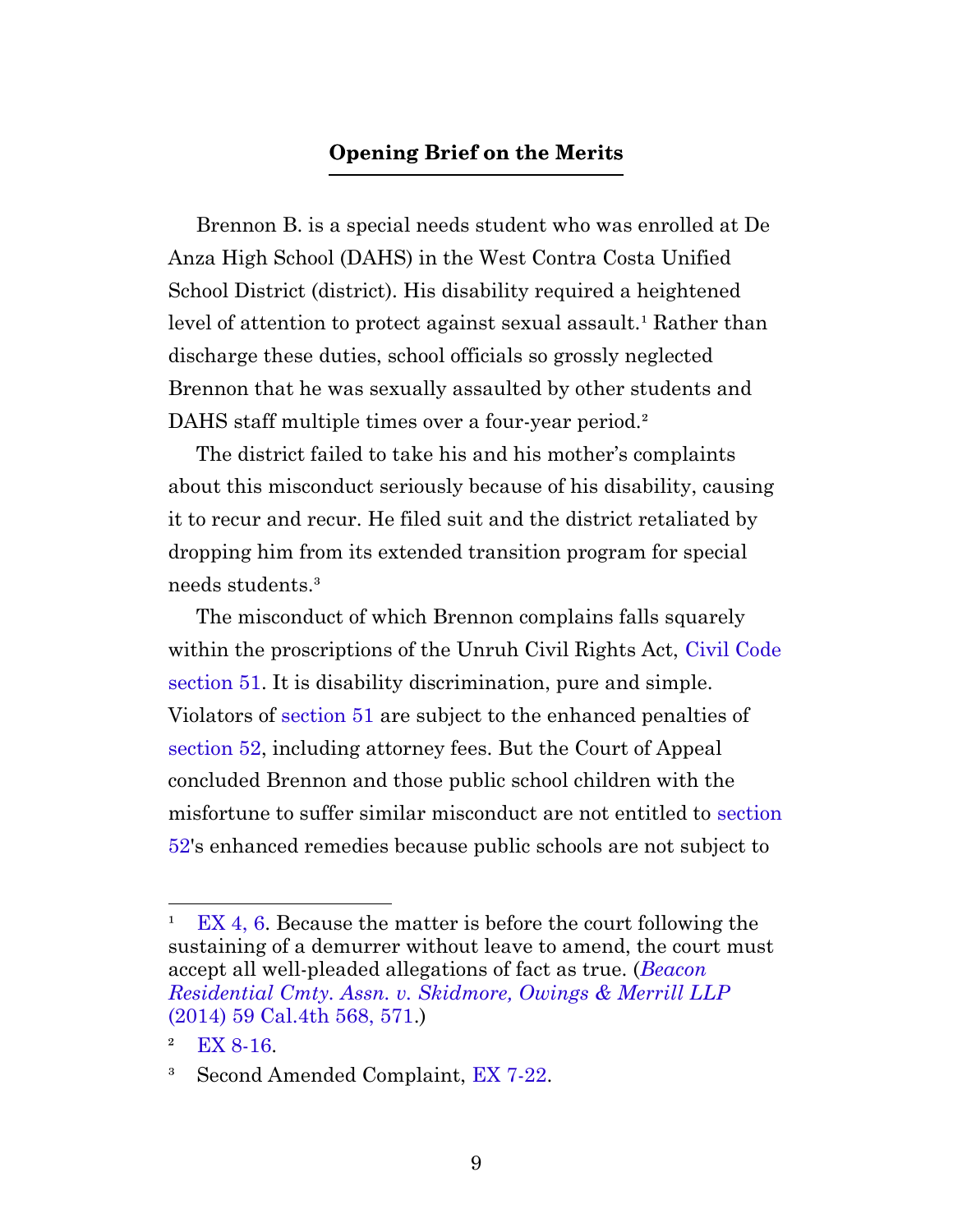## Opening Brief on the Merits

Brennon B. is a special needs student who was enrolled at De Anza High School (DAHS) in the West Contra Costa Unified School District (district). His disability required a heightened level of attention to protect against sexual assault.[1] Rather than discharge these duties, school officials so grossly neglected Brennon that he was sexually assaulted by other students and DAHS staff multiple times over a four-year period.[2]

The district failed to take his and his mother's complaints about this misconduct seriously because of his disability, causing it to recur and recur. He filed suit and the district retaliated by dropping him from its extended transition program for special needs students.[3]

The misconduct of which Brennon complains falls squarely within the proscriptions of the Unruh Civil Rights Act, Civil Code section 51. It is disability discrimination, pure and simple. Violators of section 51 are subject to the enhanced penalties of section 52, including attorney fees. But the Court of Appeal concluded Brennon and those public school children with the misfortune to suffer similar misconduct are not entitled to section 52's enhanced remedies because public schools are not subject to

---

[1] EX 4, 6. Because the matter is before the court following the sustaining of a demurrer without leave to amend, the court must accept all well-pleaded allegations of fact as true. (*Beacon Residential Cmty. Assn. v. Skidmore, Owings & Merrill LLP* (2014) 59 Cal.4th 568, 571.)

[2] EX 8-16.

[3] Second Amended Complaint, EX 7-22.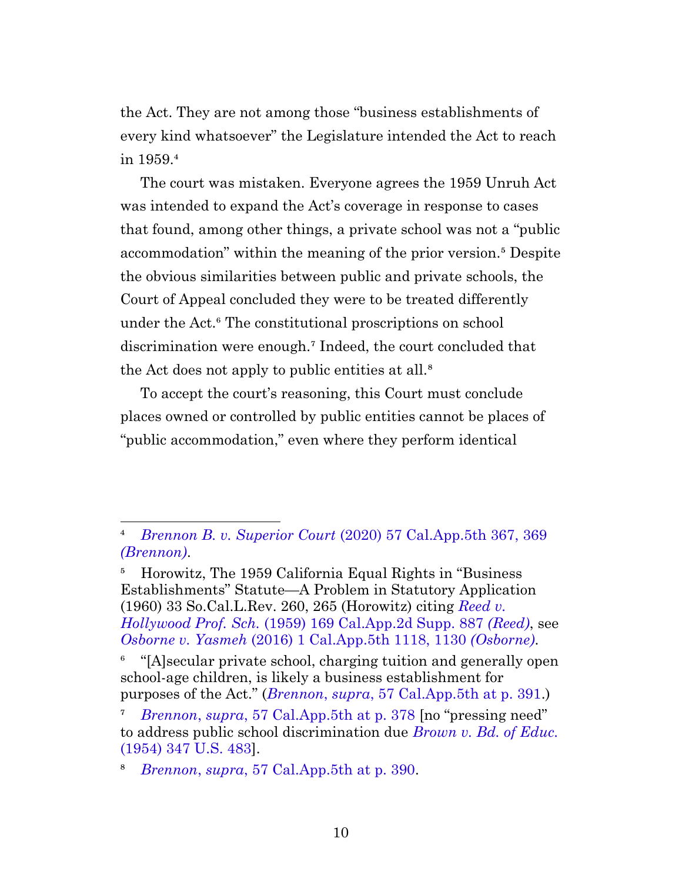the Act. They are not among those "business establishments of every kind whatsoever" the Legislature intended the Act to reach in 1959.[4]

The court was mistaken. Everyone agrees the 1959 Unruh Act was intended to expand the Act's coverage in response to cases that found, among other things, a private school was not a "public accommodation" within the meaning of the prior version.[5] Despite the obvious similarities between public and private schools, the Court of Appeal concluded they were to be treated differently under the Act.[6] The constitutional proscriptions on school discrimination were enough.[7] Indeed, the court concluded that the Act does not apply to public entities at all.[8]

To accept the court's reasoning, this Court must conclude places owned or controlled by public entities cannot be places of "public accommodation," even where they perform identical

---

[4] *Brennon B. v. Superior Court* (2020) 57 Cal.App.5th 367, 369 *(Brennon)*.

[5] Horowitz, The 1959 California Equal Rights in "Business Establishments" Statute—A Problem in Statutory Application (1960) 33 So.Cal.L.Rev. 260, 265 (Horowitz) citing *Reed v. Hollywood Prof. Sch.* (1959) 169 Cal.App.2d Supp. 887 *(Reed)*, see *Osborne v. Yasmeh* (2016) 1 Cal.App.5th 1118, 1130 *(Osborne)*.

[6] "[A]secular private school, charging tuition and generally open school-age children, is likely a business establishment for purposes of the Act." (*Brennon*, *supra*, 57 Cal.App.5th at p. 391.)

[7] *Brennon*, *supra*, 57 Cal.App.5th at p. 378 [no "pressing need" to address public school discrimination due *Brown v. Bd. of Educ.* (1954) 347 U.S. 483].

[8] *Brennon*, *supra*, 57 Cal.App.5th at p. 390.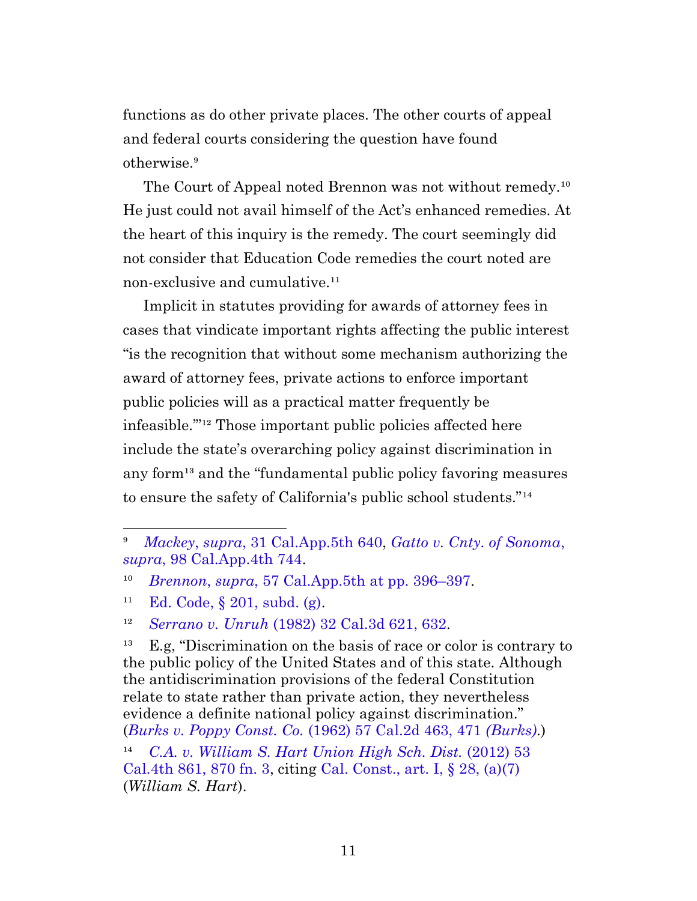functions as do other private places. The other courts of appeal and federal courts considering the question have found otherwise.[9]

The Court of Appeal noted Brennon was not without remedy.[10] He just could not avail himself of the Act's enhanced remedies. At the heart of this inquiry is the remedy. The court seemingly did not consider that Education Code remedies the court noted are non-exclusive and cumulative.[11]

Implicit in statutes providing for awards of attorney fees in cases that vindicate important rights affecting the public interest "is the recognition that without some mechanism authorizing the award of attorney fees, private actions to enforce important public policies will as a practical matter frequently be infeasible.'"[12] Those important public policies affected here include the state's overarching policy against discrimination in any form[13] and the "fundamental public policy favoring measures to ensure the safety of California's public school students."[14]

---

[9] *Mackey*, *supra*, 31 Cal.App.5th 640, *Gatto v. Cnty. of Sonoma*, *supra*, 98 Cal.App.4th 744.

[10] *Brennon*, *supra*, 57 Cal.App.5th at pp. 396–397.

[11] Ed. Code, § 201, subd. (g).

[12] *Serrano v. Unruh* (1982) 32 Cal.3d 621, 632.

[13] E.g, "Discrimination on the basis of race or color is contrary to the public policy of the United States and of this state. Although the antidiscrimination provisions of the federal Constitution relate to state rather than private action, they nevertheless evidence a definite national policy against discrimination." (*Burks v. Poppy Const. Co.* (1962) 57 Cal.2d 463, 471 *(Burks)*.)

[14] *C.A. v. William S. Hart Union High Sch. Dist.* (2012) 53 Cal.4th 861, 870 fn. 3, citing Cal. Const., art. I, § 28, (a)(7) (*William S. Hart*).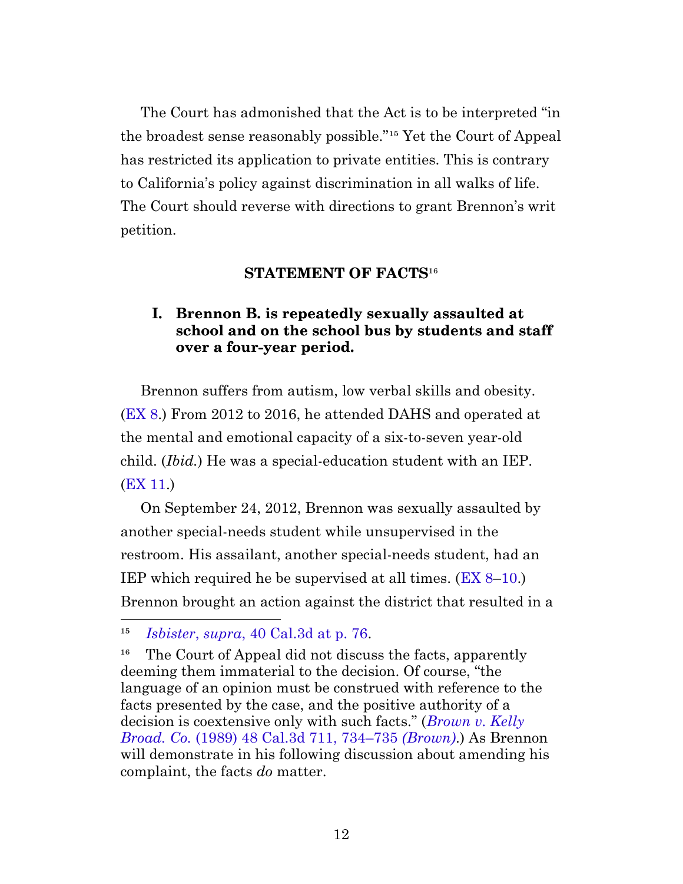The Court has admonished that the Act is to be interpreted "in the broadest sense reasonably possible."[15] Yet the Court of Appeal has restricted its application to private entities. This is contrary to California's policy against discrimination in all walks of life. The Court should reverse with directions to grant Brennon's writ petition.

## STATEMENT OF FACTS[16]

### I. Brennon B. is repeatedly sexually assaulted at school and on the school bus by students and staff over a four-year period.

Brennon suffers from autism, low verbal skills and obesity. (EX 8.) From 2012 to 2016, he attended DAHS and operated at the mental and emotional capacity of a six-to-seven year-old child. (*Ibid.*) He was a special-education student with an IEP. (EX 11.)

On September 24, 2012, Brennon was sexually assaulted by another special-needs student while unsupervised in the restroom. His assailant, another special-needs student, had an IEP which required he be supervised at all times. (EX 8–10.) Brennon brought an action against the district that resulted in a

---

[15] *Isbister*, *supra*, 40 Cal.3d at p. 76.

[16] The Court of Appeal did not discuss the facts, apparently deeming them immaterial to the decision. Of course, "the language of an opinion must be construed with reference to the facts presented by the case, and the positive authority of a decision is coextensive only with such facts." (*Brown v. Kelly Broad. Co.* (1989) 48 Cal.3d 711, 734–735 *(Brown)*.) As Brennon will demonstrate in his following discussion about amending his complaint, the facts *do* matter.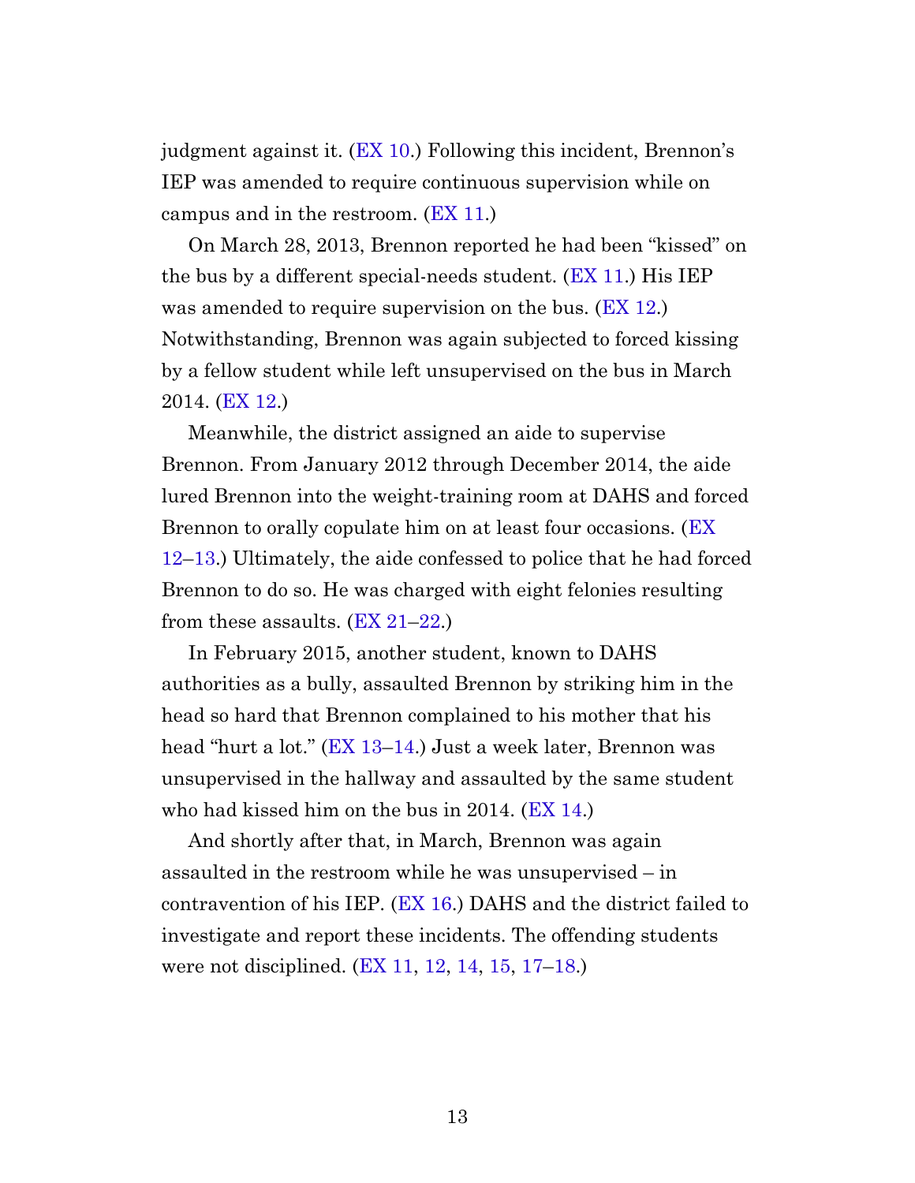judgment against it. (EX 10.) Following this incident, Brennon's IEP was amended to require continuous supervision while on campus and in the restroom. (EX 11.)

On March 28, 2013, Brennon reported he had been "kissed" on the bus by a different special-needs student. (EX 11.) His IEP was amended to require supervision on the bus. (EX 12.) Notwithstanding, Brennon was again subjected to forced kissing by a fellow student while left unsupervised on the bus in March 2014. (EX 12.)

Meanwhile, the district assigned an aide to supervise Brennon. From January 2012 through December 2014, the aide lured Brennon into the weight-training room at DAHS and forced Brennon to orally copulate him on at least four occasions. (EX 12–13.) Ultimately, the aide confessed to police that he had forced Brennon to do so. He was charged with eight felonies resulting from these assaults. (EX 21–22.)

In February 2015, another student, known to DAHS authorities as a bully, assaulted Brennon by striking him in the head so hard that Brennon complained to his mother that his head "hurt a lot." (EX 13–14.) Just a week later, Brennon was unsupervised in the hallway and assaulted by the same student who had kissed him on the bus in 2014. (EX 14.)

And shortly after that, in March, Brennon was again assaulted in the restroom while he was unsupervised – in contravention of his IEP. (EX 16.) DAHS and the district failed to investigate and report these incidents. The offending students were not disciplined. (EX 11, 12, 14, 15, 17–18.)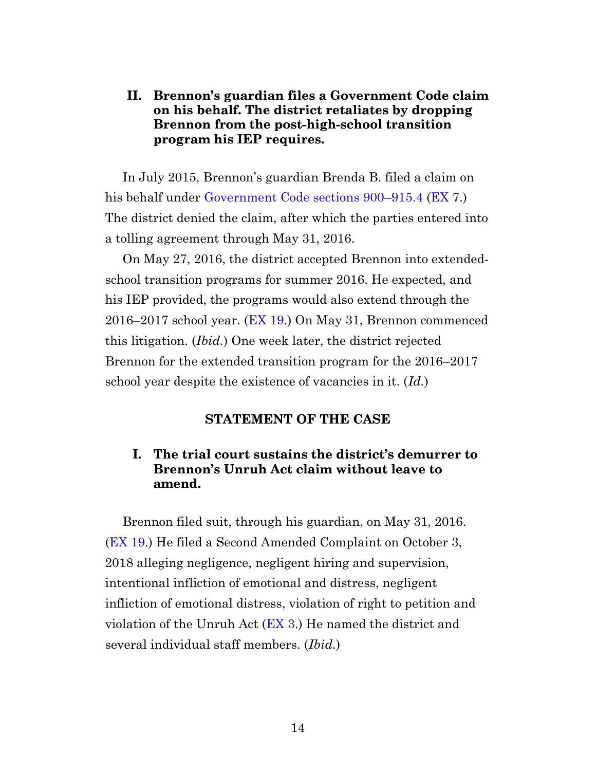### II. Brennon's guardian files a Government Code claim on his behalf. The district retaliates by dropping Brennon from the post-high-school transition program his IEP requires.

In July 2015, Brennon's guardian Brenda B. filed a claim on his behalf under Government Code sections 900–915.4 (EX 7.) The district denied the claim, after which the parties entered into a tolling agreement through May 31, 2016.

On May 27, 2016, the district accepted Brennon into extended-school transition programs for summer 2016. He expected, and his IEP provided, the programs would also extend through the 2016–2017 school year. (EX 19.) On May 31, Brennon commenced this litigation. (*Ibid.*) One week later, the district rejected Brennon for the extended transition program for the 2016–2017 school year despite the existence of vacancies in it. (*Id.*)

## STATEMENT OF THE CASE

### I. The trial court sustains the district's demurrer to Brennon's Unruh Act claim without leave to amend.

Brennon filed suit, through his guardian, on May 31, 2016. (EX 19.) He filed a Second Amended Complaint on October 3, 2018 alleging negligence, negligent hiring and supervision, intentional infliction of emotional and distress, negligent infliction of emotional distress, violation of right to petition and violation of the Unruh Act (EX 3.) He named the district and several individual staff members. (*Ibid.*)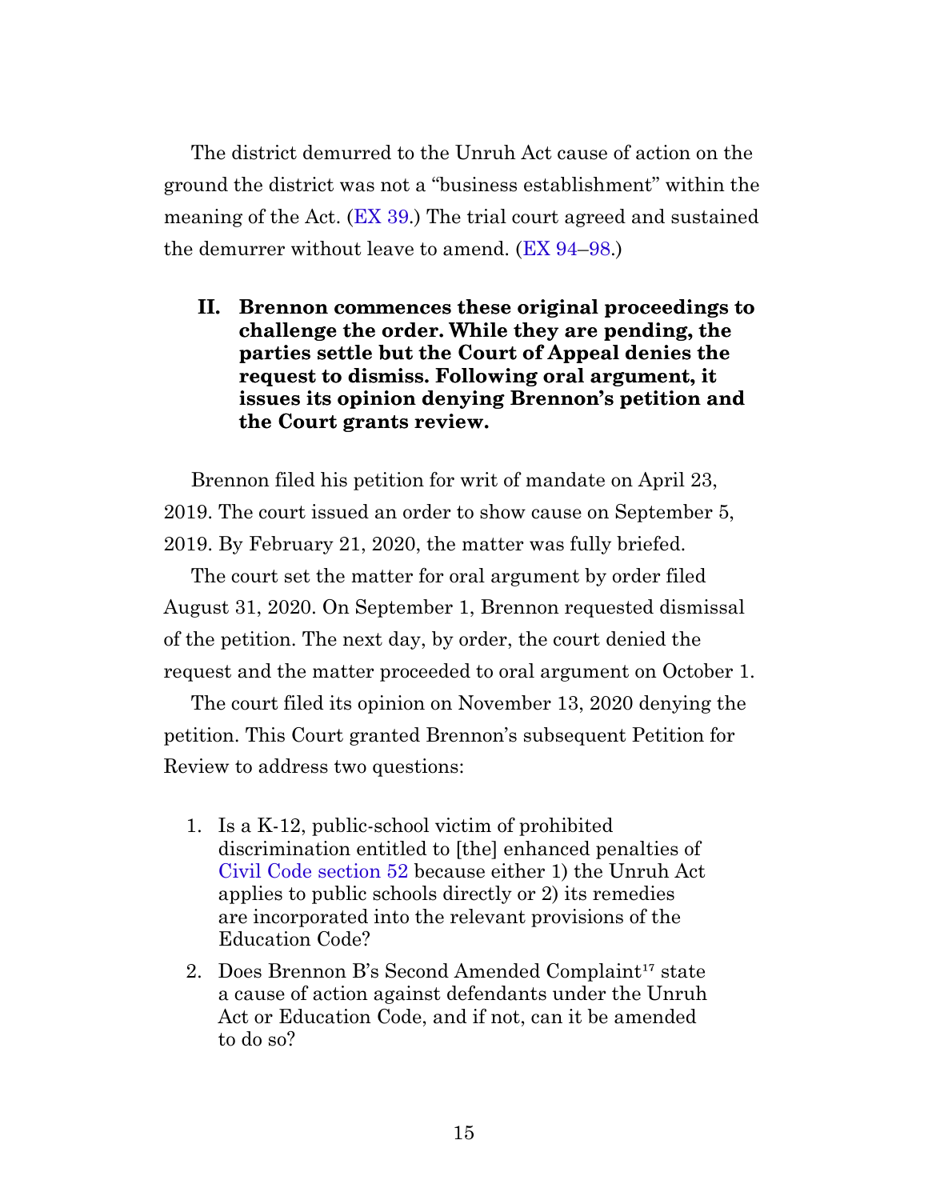The district demurred to the Unruh Act cause of action on the ground the district was not a "business establishment" within the meaning of the Act. (EX 39.) The trial court agreed and sustained the demurrer without leave to amend. (EX 94–98.)

## II. Brennon commences these original proceedings to challenge the order. While they are pending, the parties settle but the Court of Appeal denies the request to dismiss. Following oral argument, it issues its opinion denying Brennon's petition and the Court grants review.

Brennon filed his petition for writ of mandate on April 23, 2019. The court issued an order to show cause on September 5, 2019. By February 21, 2020, the matter was fully briefed.

The court set the matter for oral argument by order filed August 31, 2020. On September 1, Brennon requested dismissal of the petition. The next day, by order, the court denied the request and the matter proceeded to oral argument on October 1.

The court filed its opinion on November 13, 2020 denying the petition. This Court granted Brennon's subsequent Petition for Review to address two questions:

1. Is a K-12, public-school victim of prohibited discrimination entitled to [the] enhanced penalties of Civil Code section 52 because either 1) the Unruh Act applies to public schools directly or 2) its remedies are incorporated into the relevant provisions of the Education Code?
2. Does Brennon B's Second Amended Complaint[17] state a cause of action against defendants under the Unruh Act or Education Code, and if not, can it be amended to do so?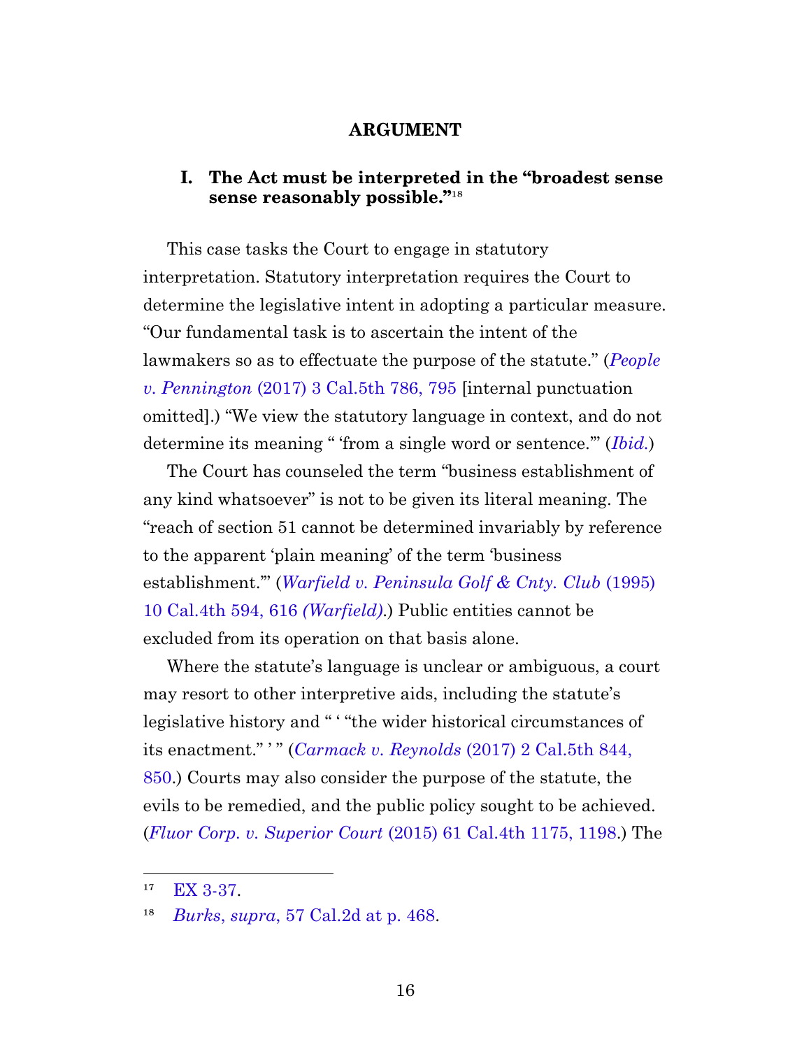## ARGUMENT

### I. The Act must be interpreted in the "broadest sense sense reasonably possible."[18]

This case tasks the Court to engage in statutory interpretation. Statutory interpretation requires the Court to determine the legislative intent in adopting a particular measure. "Our fundamental task is to ascertain the intent of the lawmakers so as to effectuate the purpose of the statute." (*People v. Pennington* (2017) 3 Cal.5th 786, 795 [internal punctuation omitted].) "We view the statutory language in context, and do not determine its meaning " 'from a single word or sentence.'" (*Ibid.*)

The Court has counseled the term "business establishment of any kind whatsoever" is not to be given its literal meaning. The "reach of section 51 cannot be determined invariably by reference to the apparent 'plain meaning' of the term 'business establishment.'" (*Warfield v. Peninsula Golf & Cnty. Club* (1995) 10 Cal.4th 594, 616 *(Warfield)*.) Public entities cannot be excluded from its operation on that basis alone.

Where the statute's language is unclear or ambiguous, a court may resort to other interpretive aids, including the statute's legislative history and " ' "the wider historical circumstances of its enactment." ' " (*Carmack v. Reynolds* (2017) 2 Cal.5th 844, 850.) Courts may also consider the purpose of the statute, the evils to be remedied, and the public policy sought to be achieved. (*Fluor Corp. v. Superior Court* (2015) 61 Cal.4th 1175, 1198.) The

---

[17] EX 3-37.

[18] *Burks*, *supra*, 57 Cal.2d at p. 468.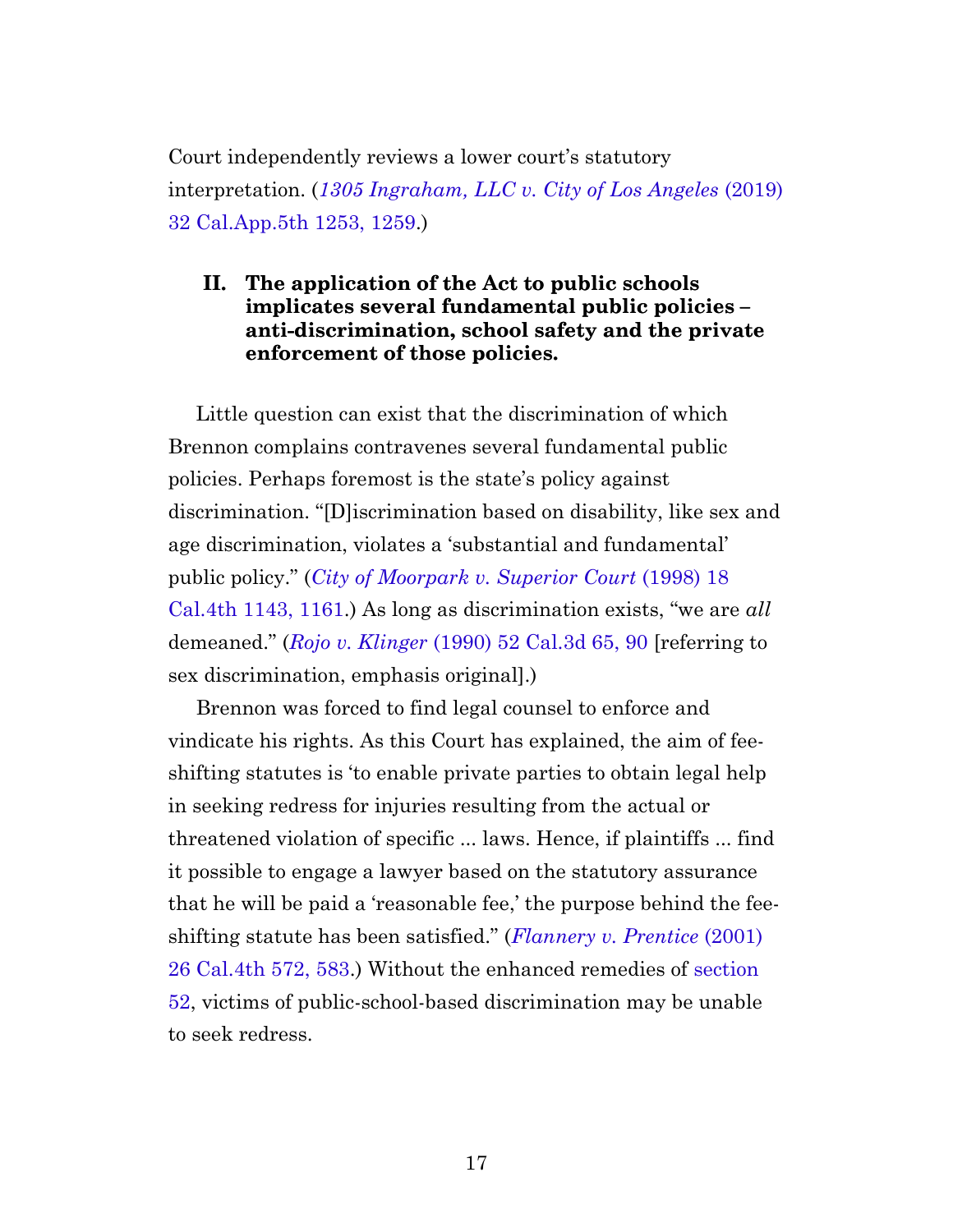Court independently reviews a lower court's statutory interpretation. (*1305 Ingraham, LLC v. City of Los Angeles* (2019) 32 Cal.App.5th 1253, 1259.)

## II. The application of the Act to public schools implicates several fundamental public policies – anti-discrimination, school safety and the private enforcement of those policies.

Little question can exist that the discrimination of which Brennon complains contravenes several fundamental public policies. Perhaps foremost is the state's policy against discrimination. "[D]iscrimination based on disability, like sex and age discrimination, violates a 'substantial and fundamental' public policy." (*City of Moorpark v. Superior Court* (1998) 18 Cal.4th 1143, 1161.) As long as discrimination exists, "we are *all* demeaned." (*Rojo v. Klinger* (1990) 52 Cal.3d 65, 90 [referring to sex discrimination, emphasis original].)

Brennon was forced to find legal counsel to enforce and vindicate his rights. As this Court has explained, the aim of fee-shifting statutes is 'to enable private parties to obtain legal help in seeking redress for injuries resulting from the actual or threatened violation of specific ... laws. Hence, if plaintiffs ... find it possible to engage a lawyer based on the statutory assurance that he will be paid a 'reasonable fee,' the purpose behind the fee-shifting statute has been satisfied." (*Flannery v. Prentice* (2001) 26 Cal.4th 572, 583.) Without the enhanced remedies of section 52, victims of public-school-based discrimination may be unable to seek redress.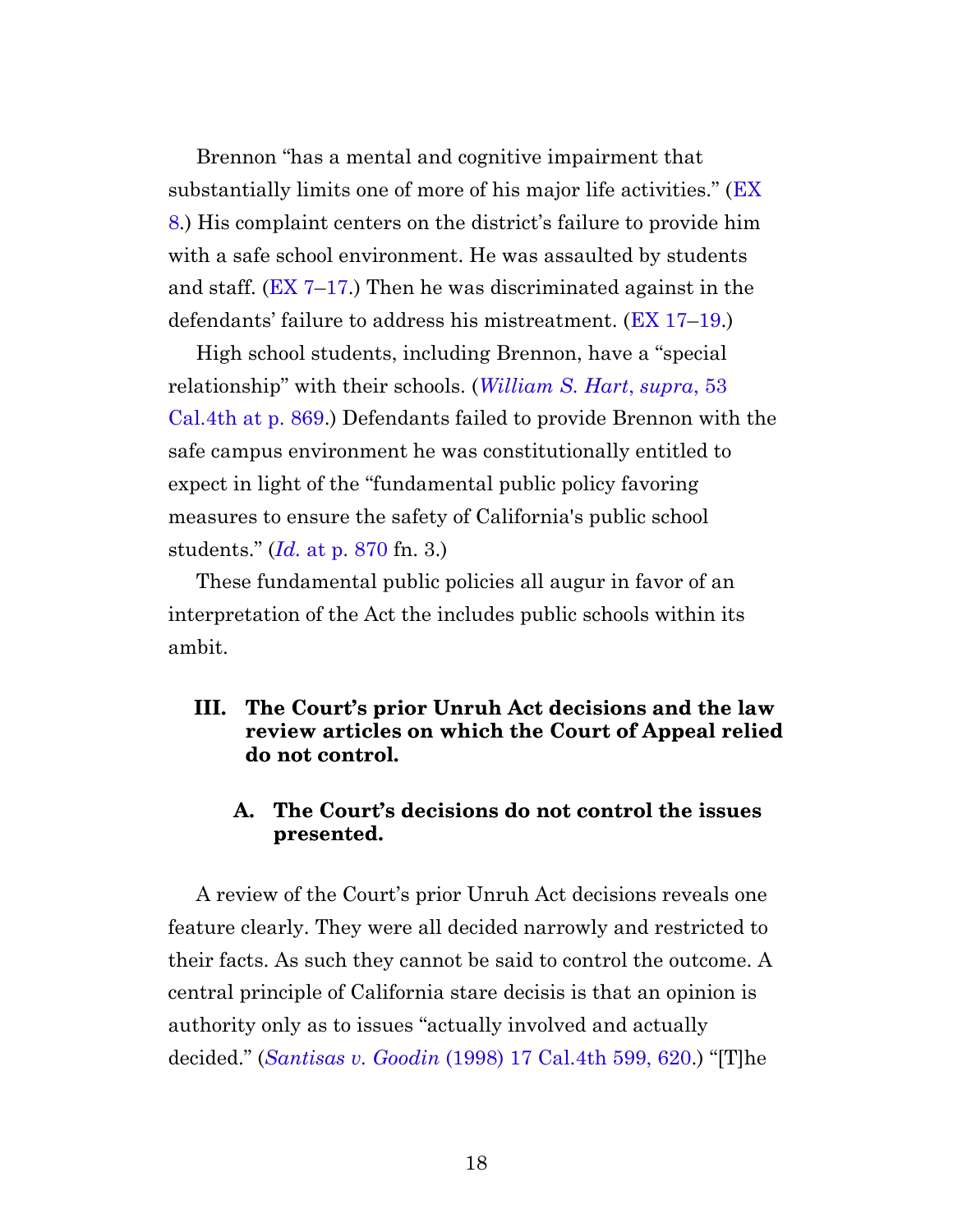Brennon "has a mental and cognitive impairment that substantially limits one of more of his major life activities." (EX 8.) His complaint centers on the district's failure to provide him with a safe school environment. He was assaulted by students and staff. (EX 7–17.) Then he was discriminated against in the defendants' failure to address his mistreatment. (EX 17–19.)

High school students, including Brennon, have a "special relationship" with their schools. (*William S. Hart*, *supra*, 53 Cal.4th at p. 869.) Defendants failed to provide Brennon with the safe campus environment he was constitutionally entitled to expect in light of the "fundamental public policy favoring measures to ensure the safety of California's public school students." (*Id.* at p. 870 fn. 3.)

These fundamental public policies all augur in favor of an interpretation of the Act the includes public schools within its ambit.

## III. The Court's prior Unruh Act decisions and the law review articles on which the Court of Appeal relied do not control.

### A. The Court's decisions do not control the issues presented.

A review of the Court's prior Unruh Act decisions reveals one feature clearly. They were all decided narrowly and restricted to their facts. As such they cannot be said to control the outcome. A central principle of California stare decisis is that an opinion is authority only as to issues "actually involved and actually decided." (*Santisas v. Goodin* (1998) 17 Cal.4th 599, 620.) "[T]he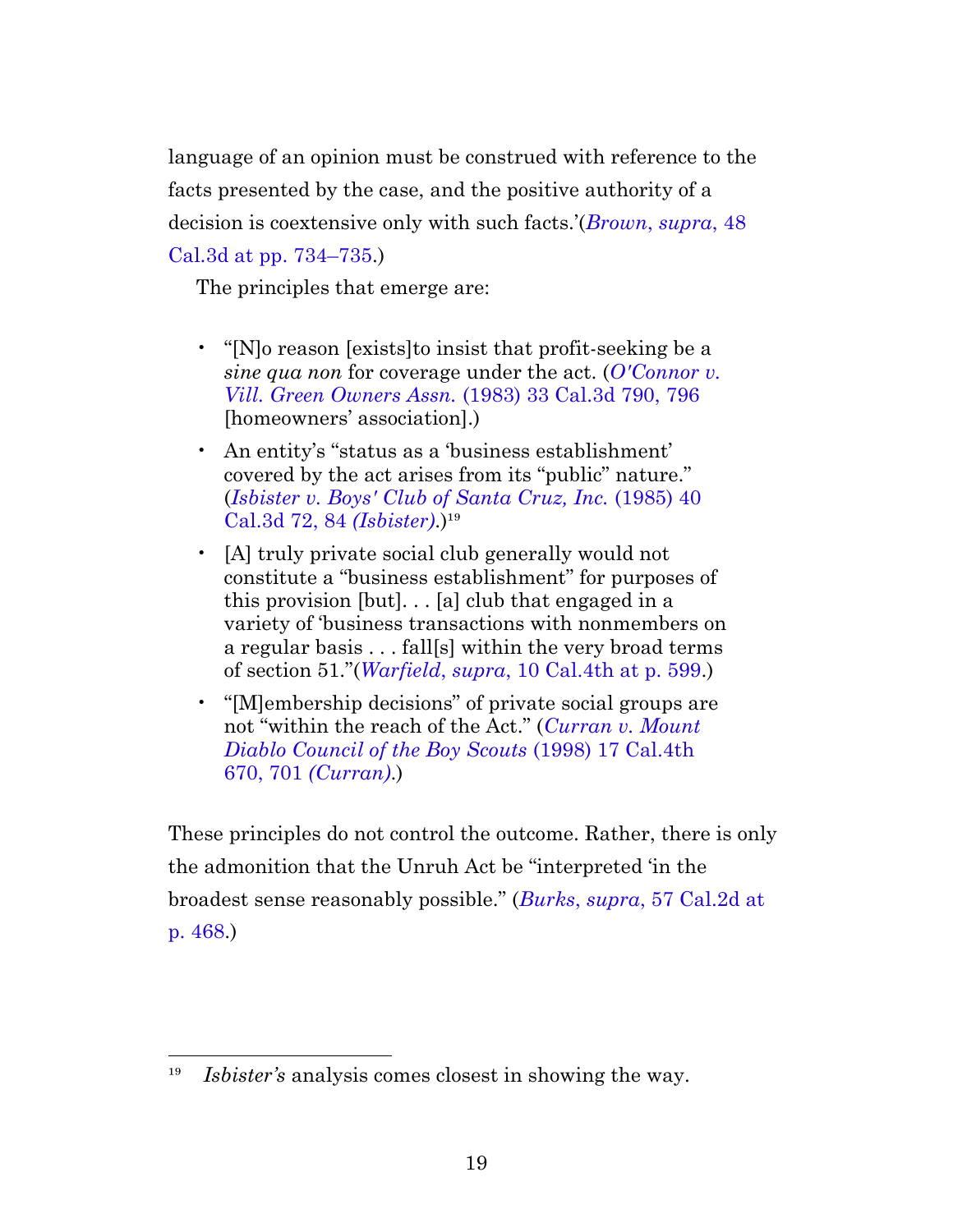language of an opinion must be construed with reference to the facts presented by the case, and the positive authority of a decision is coextensive only with such facts.'(*Brown*, *supra*, 48 Cal.3d at pp. 734–735.)

The principles that emerge are:

- "[N]o reason [exists]to insist that profit-seeking be a *sine qua non* for coverage under the act. (*O'Connor v. Vill. Green Owners Assn.* (1983) 33 Cal.3d 790, 796 [homeowners' association].)
- An entity's "status as a 'business establishment' covered by the act arises from its "public" nature." (*Isbister v. Boys' Club of Santa Cruz, Inc.* (1985) 40 Cal.3d 72, 84 *(Isbister)*.)[19]
- [A] truly private social club generally would not constitute a "business establishment" for purposes of this provision [but]. . . [a] club that engaged in a variety of 'business transactions with nonmembers on a regular basis . . . fall[s] within the very broad terms of section 51."(*Warfield*, *supra*, 10 Cal.4th at p. 599.)
- "[M]embership decisions" of private social groups are not "within the reach of the Act." (*Curran v. Mount Diablo Council of the Boy Scouts* (1998) 17 Cal.4th 670, 701 *(Curran)*.)

These principles do not control the outcome. Rather, there is only the admonition that the Unruh Act be "interpreted 'in the broadest sense reasonably possible." (*Burks*, *supra*, 57 Cal.2d at p. 468.)

---

[19] *Isbister's* analysis comes closest in showing the way.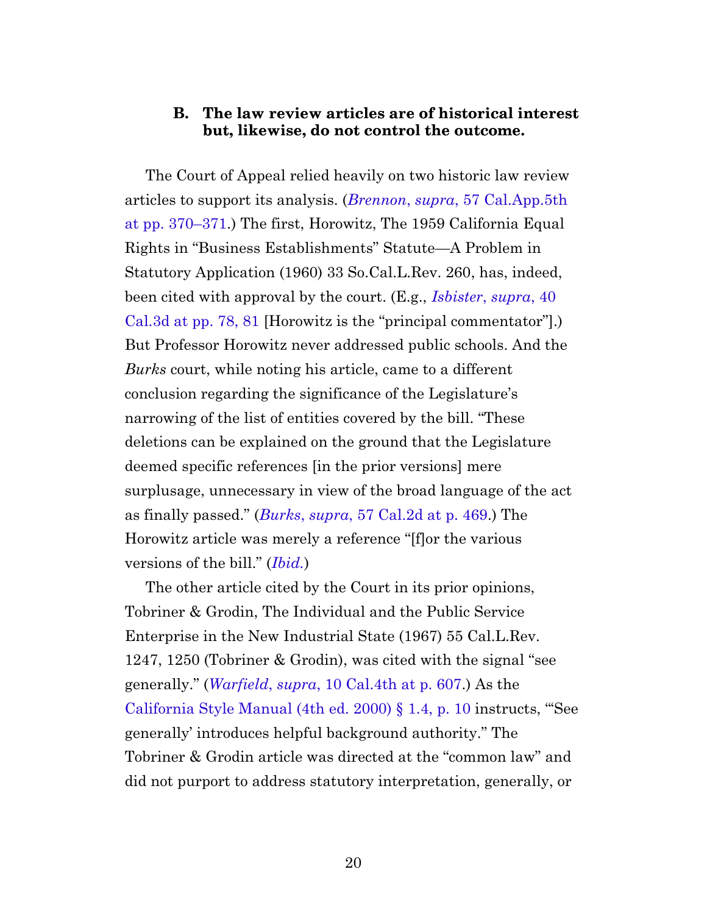### B. The law review articles are of historical interest but, likewise, do not control the outcome.

The Court of Appeal relied heavily on two historic law review articles to support its analysis. (*Brennon*, *supra*, 57 Cal.App.5th at pp. 370–371.) The first, Horowitz, The 1959 California Equal Rights in "Business Establishments" Statute—A Problem in Statutory Application (1960) 33 So.Cal.L.Rev. 260, has, indeed, been cited with approval by the court. (E.g., *Isbister*, *supra*, 40 Cal.3d at pp. 78, 81 [Horowitz is the "principal commentator"].) But Professor Horowitz never addressed public schools. And the *Burks* court, while noting his article, came to a different conclusion regarding the significance of the Legislature's narrowing of the list of entities covered by the bill. "These deletions can be explained on the ground that the Legislature deemed specific references [in the prior versions] mere surplusage, unnecessary in view of the broad language of the act as finally passed." (*Burks*, *supra*, 57 Cal.2d at p. 469.) The Horowitz article was merely a reference "[f]or the various versions of the bill." (*Ibid.*)

The other article cited by the Court in its prior opinions, Tobriner & Grodin, The Individual and the Public Service Enterprise in the New Industrial State (1967) 55 Cal.L.Rev. 1247, 1250 (Tobriner & Grodin), was cited with the signal "see generally." (*Warfield*, *supra*, 10 Cal.4th at p. 607.) As the California Style Manual (4th ed. 2000) § 1.4, p. 10 instructs, "'See generally' introduces helpful background authority." The Tobriner & Grodin article was directed at the "common law" and did not purport to address statutory interpretation, generally, or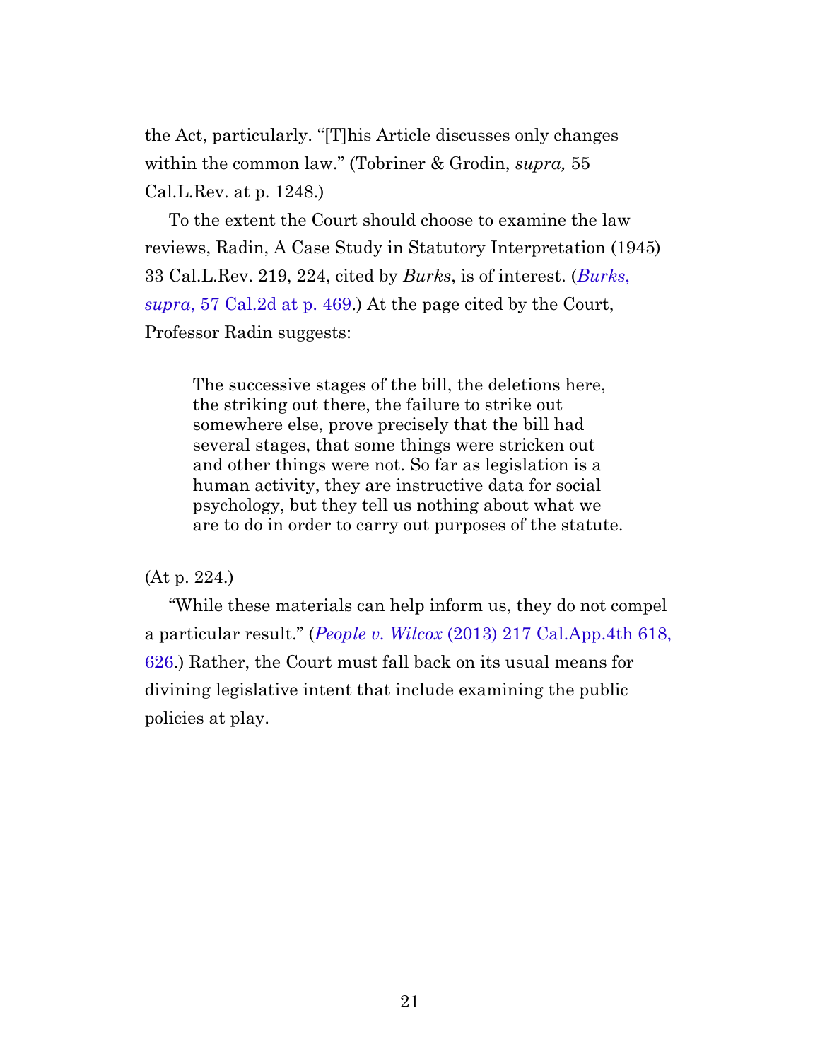the Act, particularly. "[T]his Article discusses only changes within the common law." (Tobriner & Grodin, *supra,* 55 Cal.L.Rev. at p. 1248.)

To the extent the Court should choose to examine the law reviews, Radin, A Case Study in Statutory Interpretation (1945) 33 Cal.L.Rev. 219, 224, cited by *Burks*, is of interest. (*Burks, supra,* 57 Cal.2d at p. 469.) At the page cited by the Court, Professor Radin suggests:

> The successive stages of the bill, the deletions here, the striking out there, the failure to strike out somewhere else, prove precisely that the bill had several stages, that some things were stricken out and other things were not. So far as legislation is a human activity, they are instructive data for social psychology, but they tell us nothing about what we are to do in order to carry out purposes of the statute.

(At p. 224.)

"While these materials can help inform us, they do not compel a particular result." (*People v. Wilcox* (2013) 217 Cal.App.4th 618, 626.) Rather, the Court must fall back on its usual means for divining legislative intent that include examining the public policies at play.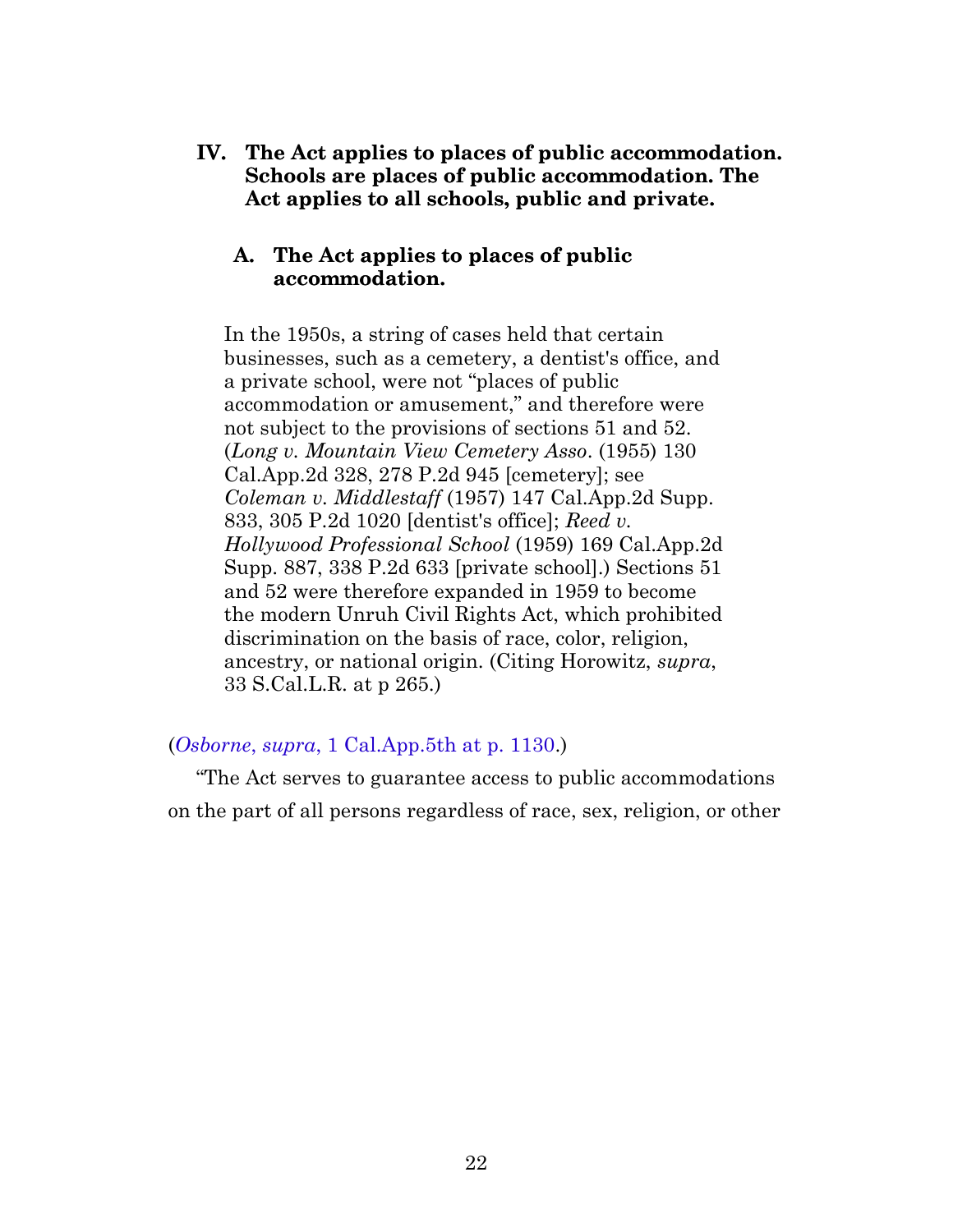# IV. The Act applies to places of public accommodation. Schools are places of public accommodation. The Act applies to all schools, public and private.

## A. The Act applies to places of public accommodation.

> In the 1950s, a string of cases held that certain businesses, such as a cemetery, a dentist's office, and a private school, were not "places of public accommodation or amusement," and therefore were not subject to the provisions of sections 51 and 52. (*Long v. Mountain View Cemetery Asso*. (1955) 130 Cal.App.2d 328, 278 P.2d 945 [cemetery]; see *Coleman v. Middlestaff* (1957) 147 Cal.App.2d Supp. 833, 305 P.2d 1020 [dentist's office]; *Reed v. Hollywood Professional School* (1959) 169 Cal.App.2d Supp. 887, 338 P.2d 633 [private school].) Sections 51 and 52 were therefore expanded in 1959 to become the modern Unruh Civil Rights Act, which prohibited discrimination on the basis of race, color, religion, ancestry, or national origin. (Citing Horowitz, *supra*, 33 S.Cal.L.R. at p 265.)

(*Osborne*, *supra*, 1 Cal.App.5th at p. 1130.)

"The Act serves to guarantee access to public accommodations on the part of all persons regardless of race, sex, religion, or other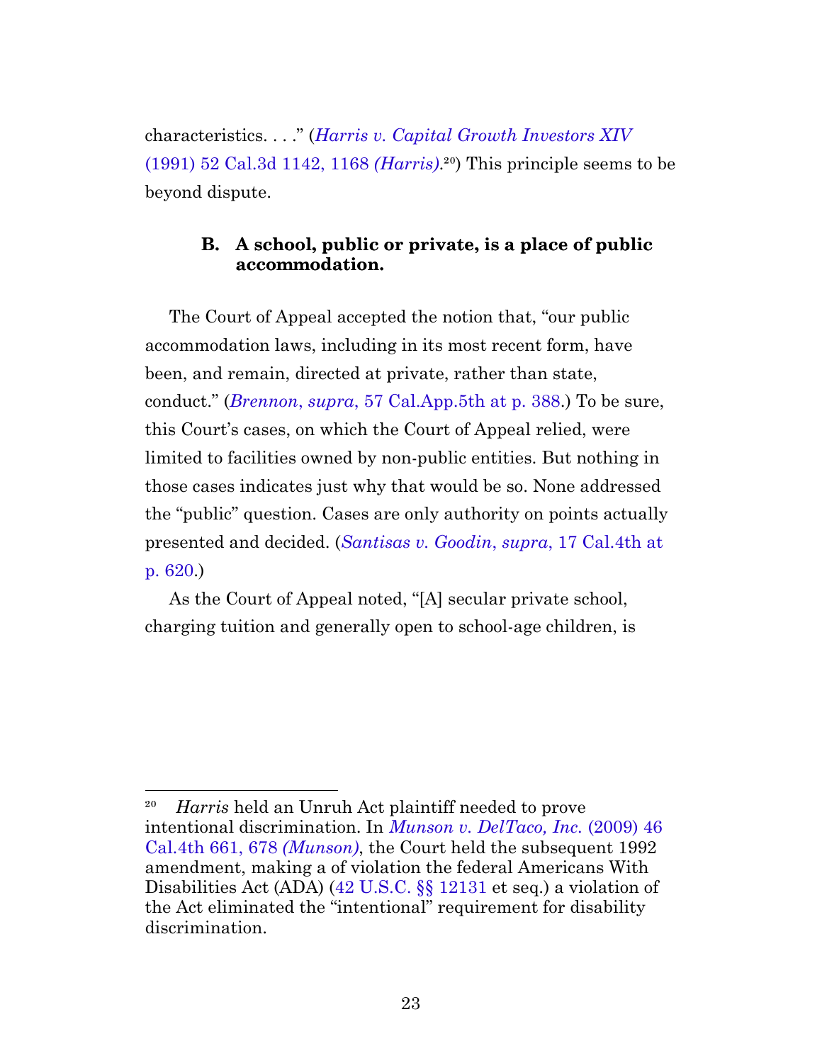characteristics. . . .” (*Harris v. Capital Growth Investors XIV* (1991) 52 Cal.3d 1142, 1168 *(Harris)*.[20]) This principle seems to be beyond dispute.

### B. A school, public or private, is a place of public accommodation.

The Court of Appeal accepted the notion that, “our public accommodation laws, including in its most recent form, have been, and remain, directed at private, rather than state, conduct.” (*Brennon*, *supra*, 57 Cal.App.5th at p. 388.) To be sure, this Court’s cases, on which the Court of Appeal relied, were limited to facilities owned by non-public entities. But nothing in those cases indicates just why that would be so. None addressed the “public” question. Cases are only authority on points actually presented and decided. (*Santisas v. Goodin*, *supra*, 17 Cal.4th at p. 620.)

As the Court of Appeal noted, “[A] secular private school, charging tuition and generally open to school-age children, is

---

[20] *Harris* held an Unruh Act plaintiff needed to prove intentional discrimination. In *Munson v. DelTaco, Inc.* (2009) 46 Cal.4th 661, 678 *(Munson)*, the Court held the subsequent 1992 amendment, making a of violation the federal Americans With Disabilities Act (ADA) (42 U.S.C. §§ 12131 et seq.) a violation of the Act eliminated the “intentional” requirement for disability discrimination.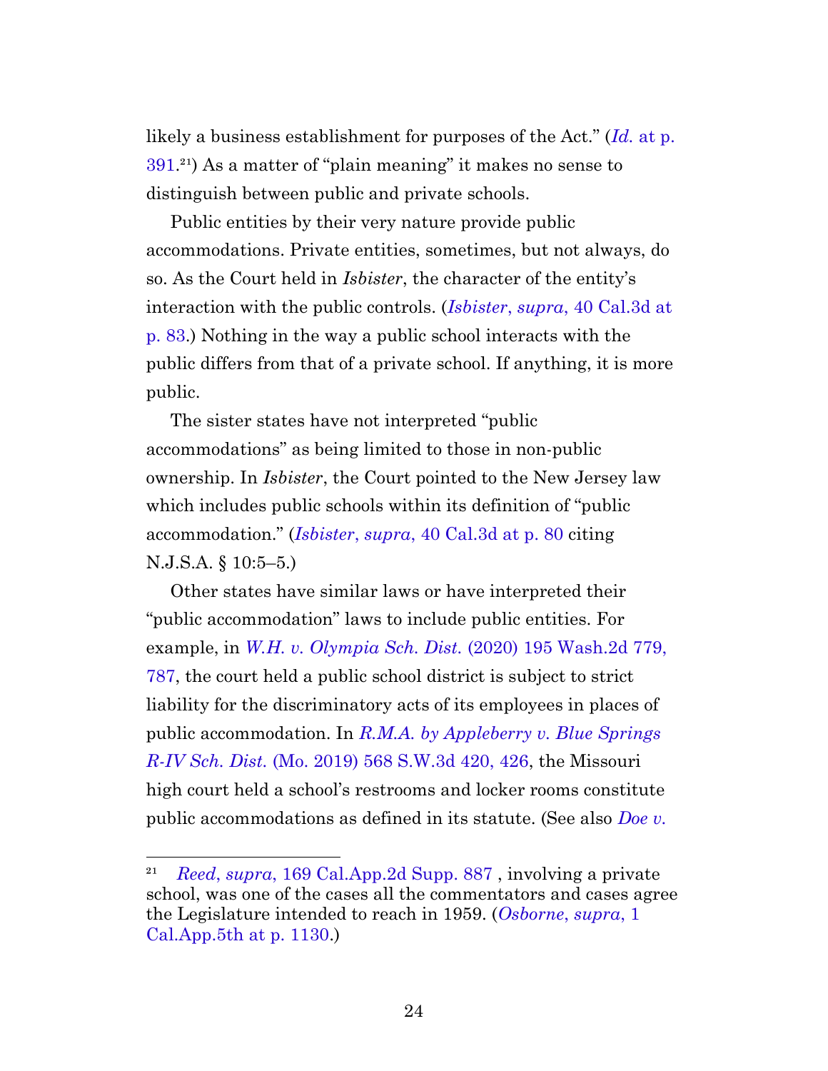likely a business establishment for purposes of the Act." (*Id.* at p. 391.[21]) As a matter of "plain meaning" it makes no sense to distinguish between public and private schools.

Public entities by their very nature provide public accommodations. Private entities, sometimes, but not always, do so. As the Court held in *Isbister*, the character of the entity's interaction with the public controls. (*Isbister*, *supra*, 40 Cal.3d at p. 83.) Nothing in the way a public school interacts with the public differs from that of a private school. If anything, it is more public.

The sister states have not interpreted "public accommodations" as being limited to those in non-public ownership. In *Isbister*, the Court pointed to the New Jersey law which includes public schools within its definition of "public accommodation." (*Isbister*, *supra*, 40 Cal.3d at p. 80 citing N.J.S.A. § 10:5–5.)

Other states have similar laws or have interpreted their "public accommodation" laws to include public entities. For example, in *W.H. v. Olympia Sch. Dist.* (2020) 195 Wash.2d 779, 787, the court held a public school district is subject to strict liability for the discriminatory acts of its employees in places of public accommodation. In *R.M.A. by Appleberry v. Blue Springs R-IV Sch. Dist.* (Mo. 2019) 568 S.W.3d 420, 426, the Missouri high court held a school's restrooms and locker rooms constitute public accommodations as defined in its statute. (See also *Doe v.*

---

[21] *Reed*, *supra*, 169 Cal.App.2d Supp. 887 , involving a private school, was one of the cases all the commentators and cases agree the Legislature intended to reach in 1959. (*Osborne*, *supra*, 1 Cal.App.5th at p. 1130.)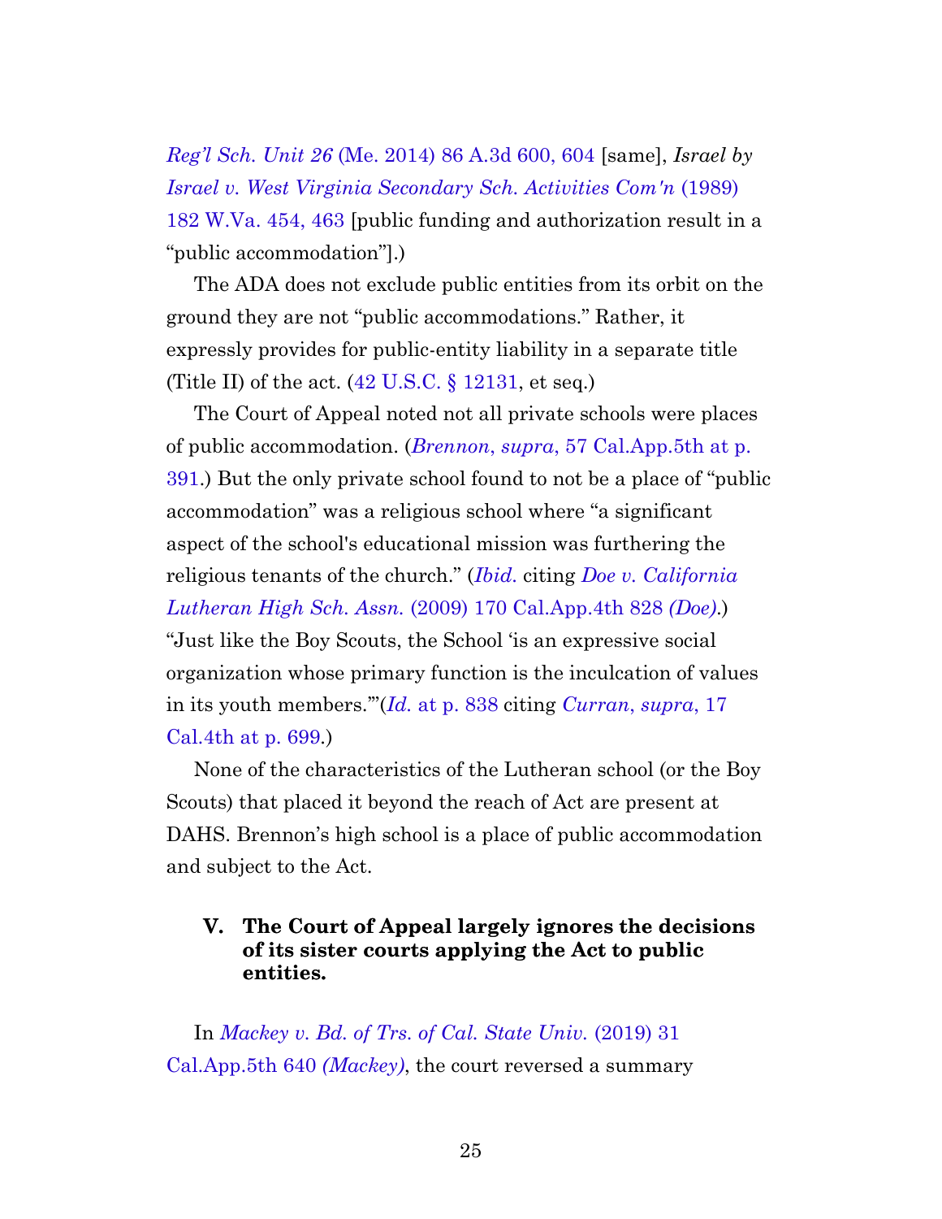*Reg'l Sch. Unit 26* (Me. 2014) 86 A.3d 600, 604 [same], *Israel by Israel v. West Virginia Secondary Sch. Activities Com'n* (1989) 182 W.Va. 454, 463 [public funding and authorization result in a "public accommodation"].)

The ADA does not exclude public entities from its orbit on the ground they are not "public accommodations." Rather, it expressly provides for public-entity liability in a separate title (Title II) of the act. (42 U.S.C. § 12131, et seq.)

The Court of Appeal noted not all private schools were places of public accommodation. (*Brennon*, *supra*, 57 Cal.App.5th at p. 391.) But the only private school found to not be a place of "public accommodation" was a religious school where "a significant aspect of the school's educational mission was furthering the religious tenants of the church." (*Ibid.* citing *Doe v. California Lutheran High Sch. Assn.* (2009) 170 Cal.App.4th 828 *(Doe)*.) "Just like the Boy Scouts, the School 'is an expressive social organization whose primary function is the inculcation of values in its youth members.'"(*Id.* at p. 838 citing *Curran*, *supra*, 17 Cal.4th at p. 699.)

None of the characteristics of the Lutheran school (or the Boy Scouts) that placed it beyond the reach of Act are present at DAHS. Brennon's high school is a place of public accommodation and subject to the Act.

## V. The Court of Appeal largely ignores the decisions of its sister courts applying the Act to public entities.

In *Mackey v. Bd. of Trs. of Cal. State Univ.* (2019) 31 Cal.App.5th 640 *(Mackey)*, the court reversed a summary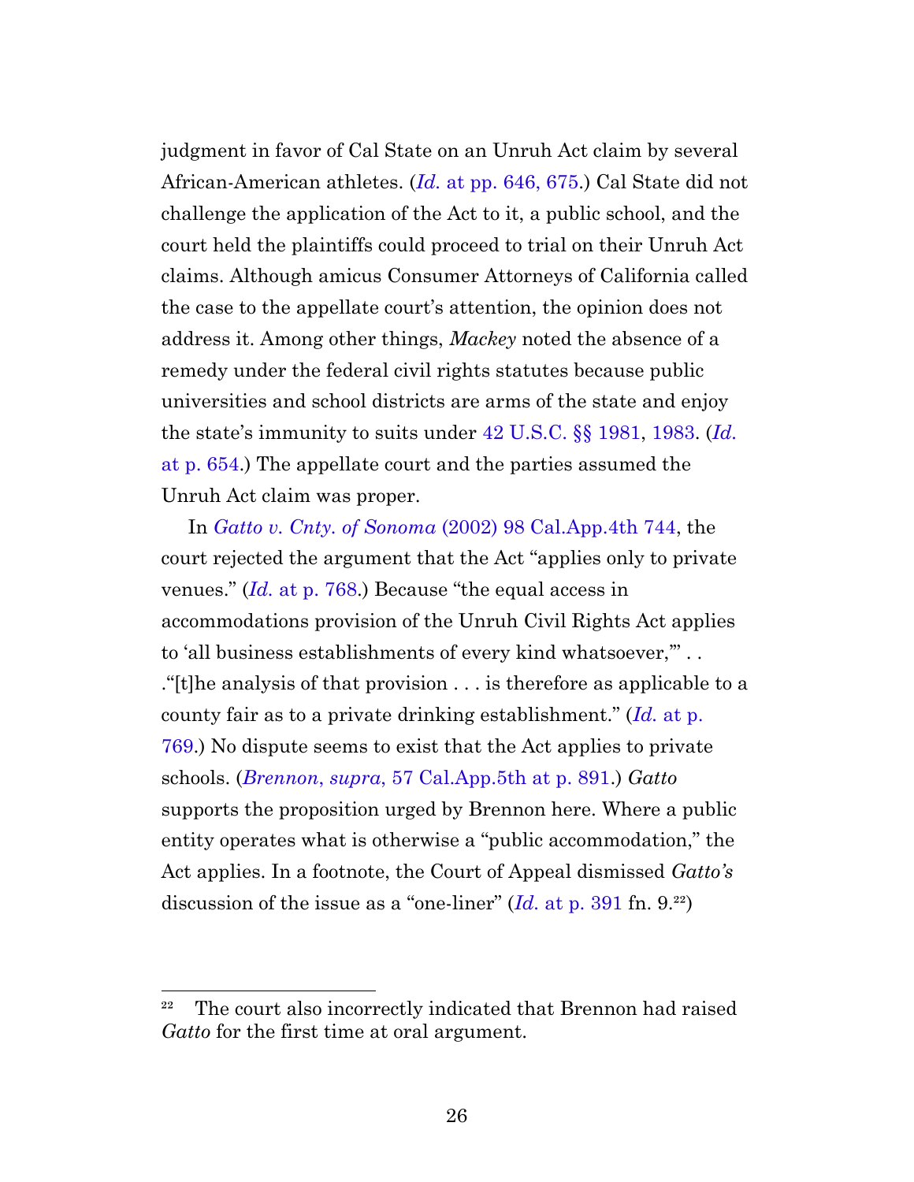judgment in favor of Cal State on an Unruh Act claim by several African-American athletes. (*Id.* at pp. 646, 675.) Cal State did not challenge the application of the Act to it, a public school, and the court held the plaintiffs could proceed to trial on their Unruh Act claims. Although amicus Consumer Attorneys of California called the case to the appellate court's attention, the opinion does not address it. Among other things, *Mackey* noted the absence of a remedy under the federal civil rights statutes because public universities and school districts are arms of the state and enjoy the state's immunity to suits under 42 U.S.C. §§ 1981, 1983. (*Id.* at p. 654.) The appellate court and the parties assumed the Unruh Act claim was proper.

In *Gatto v. Cnty. of Sonoma* (2002) 98 Cal.App.4th 744, the court rejected the argument that the Act "applies only to private venues." (*Id.* at p. 768.) Because "the equal access in accommodations provision of the Unruh Civil Rights Act applies to 'all business establishments of every kind whatsoever,'" . . ."[t]he analysis of that provision . . . is therefore as applicable to a county fair as to a private drinking establishment." (*Id.* at p. 769.) No dispute seems to exist that the Act applies to private schools. (*Brennon*, *supra*, 57 Cal.App.5th at p. 891.) *Gatto* supports the proposition urged by Brennon here. Where a public entity operates what is otherwise a "public accommodation," the Act applies. In a footnote, the Court of Appeal dismissed *Gatto's* discussion of the issue as a "one-liner" (*Id.* at p. 391 fn. 9.[22])

[22] The court also incorrectly indicated that Brennon had raised *Gatto* for the first time at oral argument.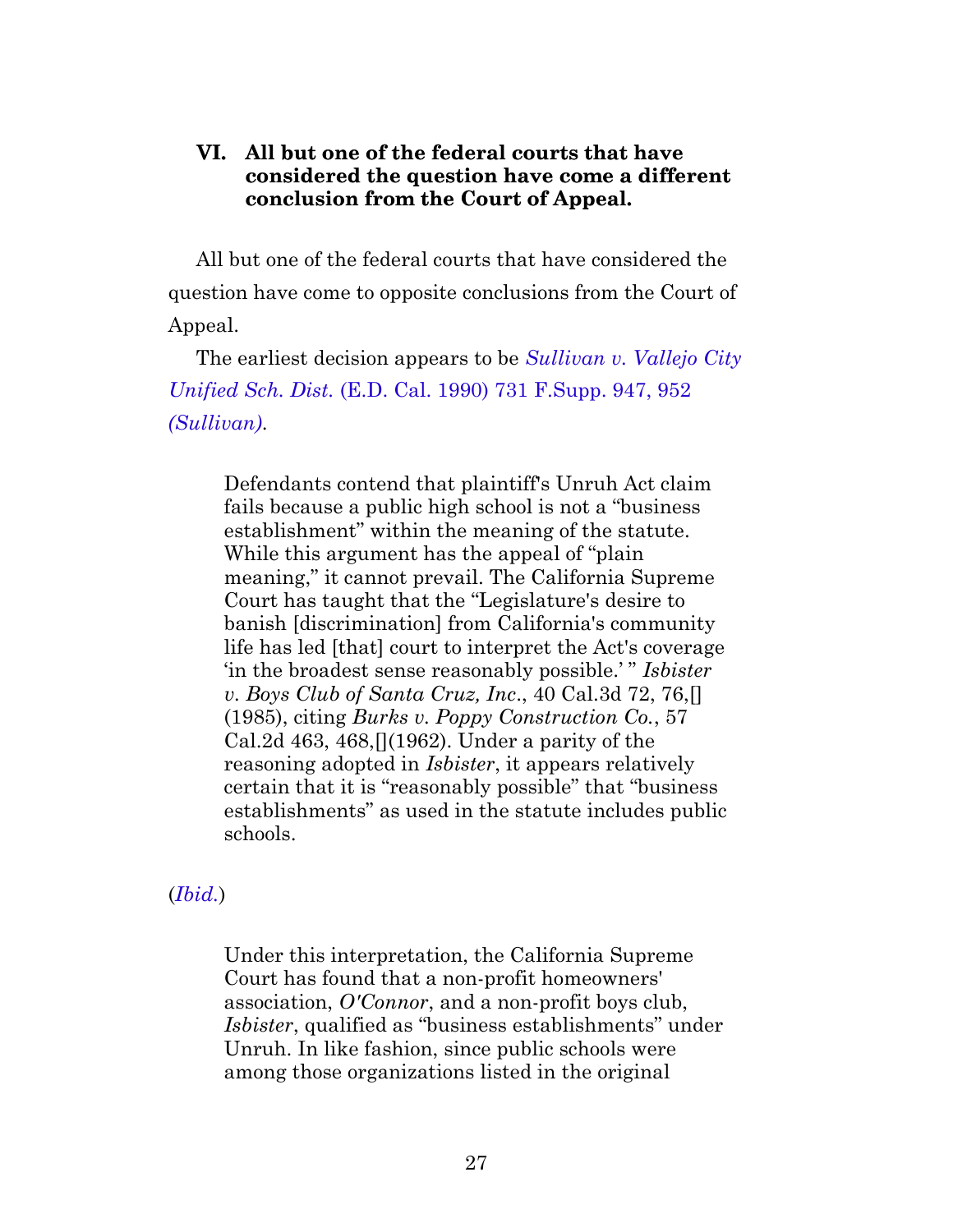## VI. All but one of the federal courts that have considered the question have come a different conclusion from the Court of Appeal.

All but one of the federal courts that have considered the question have come to opposite conclusions from the Court of Appeal.

The earliest decision appears to be *Sullivan v. Vallejo City Unified Sch. Dist.* (E.D. Cal. 1990) 731 F.Supp. 947, 952 *(Sullivan)*.

> Defendants contend that plaintiff's Unruh Act claim fails because a public high school is not a "business establishment" within the meaning of the statute. While this argument has the appeal of "plain meaning," it cannot prevail. The California Supreme Court has taught that the "Legislature's desire to banish [discrimination] from California's community life has led [that] court to interpret the Act's coverage 'in the broadest sense reasonably possible.' " *Isbister v. Boys Club of Santa Cruz, Inc*., 40 Cal.3d 72, 76,[] (1985), citing *Burks v. Poppy Construction Co.*, 57 Cal.2d 463, 468,[](1962). Under a parity of the reasoning adopted in *Isbister*, it appears relatively certain that it is "reasonably possible" that "business establishments" as used in the statute includes public schools.

(*Ibid.*)

> Under this interpretation, the California Supreme Court has found that a non-profit homeowners' association, *O'Connor*, and a non-profit boys club, *Isbister*, qualified as "business establishments" under Unruh. In like fashion, since public schools were among those organizations listed in the original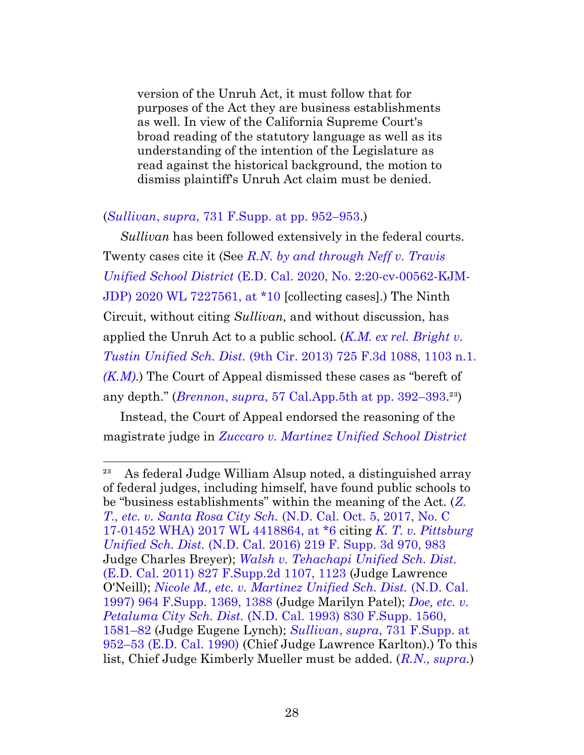> version of the Unruh Act, it must follow that for purposes of the Act they are business establishments as well. In view of the California Supreme Court's broad reading of the statutory language as well as its understanding of the intention of the Legislature as read against the historical background, the motion to dismiss plaintiff's Unruh Act claim must be denied.

(*Sullivan*, *supra*, 731 F.Supp. at pp. 952–953.)

*Sullivan* has been followed extensively in the federal courts. Twenty cases cite it (See *R.N. by and through Neff v. Travis Unified School District* (E.D. Cal. 2020, No. 2:20-cv-00562-KJM-JDP) 2020 WL 7227561, at *10 [collecting cases].) The Ninth Circuit, without citing *Sullivan,* and without discussion, has applied the Unruh Act to a public school. (*K.M. ex rel. Bright v. Tustin Unified Sch. Dist.* (9th Cir. 2013) 725 F.3d 1088, 1103 n.1. *(K.M)*.) The Court of Appeal dismissed these cases as "bereft of any depth." (*Brennon*, *supra*, 57 Cal.App.5th at pp. 392–393.[23])

Instead, the Court of Appeal endorsed the reasoning of the magistrate judge in *Zuccaro v. Martinez Unified School District*

---

[23] As federal Judge William Alsup noted, a distinguished array of federal judges, including himself, have found public schools to be "business establishments" within the meaning of the Act. (*Z. T., etc. v. Santa Rosa City Sch.* (N.D. Cal. Oct. 5, 2017, No. C 17-01452 WHA) 2017 WL 4418864, at *6 citing *K. T. v. Pittsburg Unified Sch. Dist.* (N.D. Cal. 2016) 219 F. Supp. 3d 970, 983 Judge Charles Breyer); *Walsh v. Tehachapi Unified Sch. Dist.* (E.D. Cal. 2011) 827 F.Supp.2d 1107, 1123 (Judge Lawrence O'Neill); *Nicole M., etc. v. Martinez Unified Sch. Dist.* (N.D. Cal. 1997) 964 F.Supp. 1369, 1388 (Judge Marilyn Patel); *Doe, etc. v. Petaluma City Sch. Dist.* (N.D. Cal. 1993) 830 F.Supp. 1560, 1581–82 (Judge Eugene Lynch); *Sullivan*, *supra*, 731 F.Supp. at 952–53 (E.D. Cal. 1990) (Chief Judge Lawrence Karlton).) To this list, Chief Judge Kimberly Mueller must be added. (*R.N., supra*.)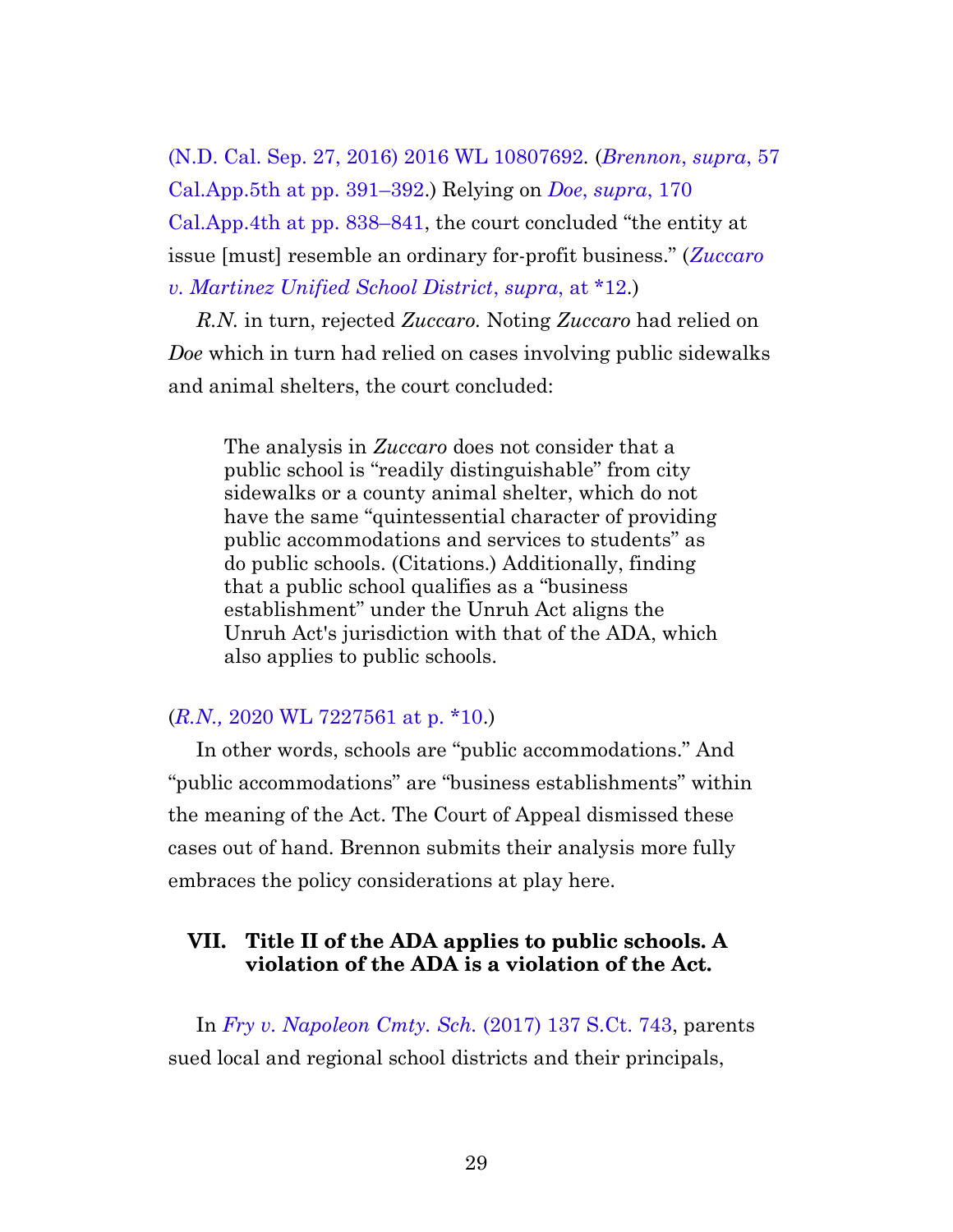(N.D. Cal. Sep. 27, 2016) 2016 WL 10807692. (*Brennon*, *supra*, 57 Cal.App.5th at pp. 391–392.) Relying on *Doe*, *supra*, 170 Cal.App.4th at pp. 838–841, the court concluded "the entity at issue [must] resemble an ordinary for-profit business." (*Zuccaro v. Martinez Unified School District*, *supra*, at *12.)

*R.N.* in turn, rejected *Zuccaro*. Noting *Zuccaro* had relied on *Doe* which in turn had relied on cases involving public sidewalks and animal shelters, the court concluded:

> The analysis in *Zuccaro* does not consider that a public school is "readily distinguishable" from city sidewalks or a county animal shelter, which do not have the same "quintessential character of providing public accommodations and services to students" as do public schools. (Citations.) Additionally, finding that a public school qualifies as a "business establishment" under the Unruh Act aligns the Unruh Act's jurisdiction with that of the ADA, which also applies to public schools.

(*R.N.*, 2020 WL 7227561 at p. *10.)

In other words, schools are "public accommodations." And "public accommodations" are "business establishments" within the meaning of the Act. The Court of Appeal dismissed these cases out of hand. Brennon submits their analysis more fully embraces the policy considerations at play here.

## VII. Title II of the ADA applies to public schools. A violation of the ADA is a violation of the Act.

In *Fry v. Napoleon Cmty. Sch.* (2017) 137 S.Ct. 743, parents sued local and regional school districts and their principals,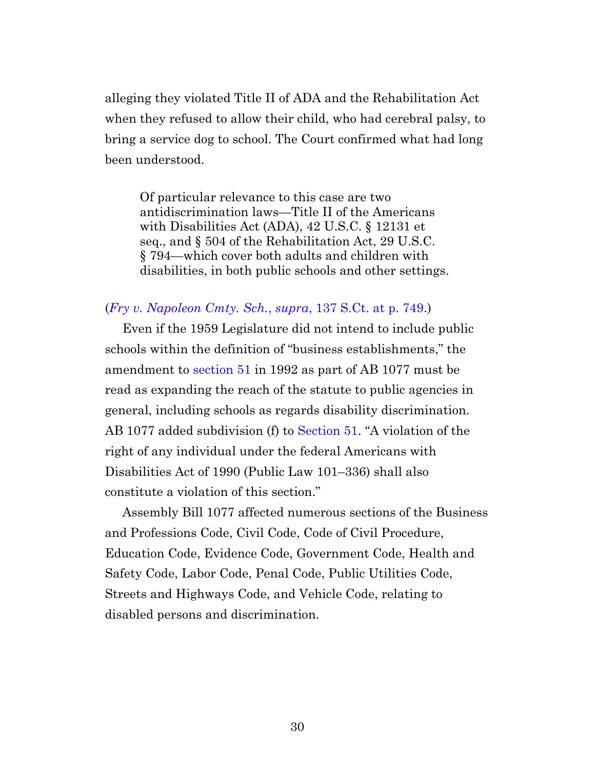alleging they violated Title II of ADA and the Rehabilitation Act when they refused to allow their child, who had cerebral palsy, to bring a service dog to school. The Court confirmed what had long been understood.

> Of particular relevance to this case are two antidiscrimination laws—Title II of the Americans with Disabilities Act (ADA), 42 U.S.C. § 12131 et seq., and § 504 of the Rehabilitation Act, 29 U.S.C. § 794—which cover both adults and children with disabilities, in both public schools and other settings.

(*Fry v. Napoleon Cmty. Sch.*, *supra*, 137 S.Ct. at p. 749.)

Even if the 1959 Legislature did not intend to include public schools within the definition of "business establishments," the amendment to section 51 in 1992 as part of AB 1077 must be read as expanding the reach of the statute to public agencies in general, including schools as regards disability discrimination. AB 1077 added subdivision (f) to Section 51. "A violation of the right of any individual under the federal Americans with Disabilities Act of 1990 (Public Law 101–336) shall also constitute a violation of this section."

Assembly Bill 1077 affected numerous sections of the Business and Professions Code, Civil Code, Code of Civil Procedure, Education Code, Evidence Code, Government Code, Health and Safety Code, Labor Code, Penal Code, Public Utilities Code, Streets and Highways Code, and Vehicle Code, relating to disabled persons and discrimination.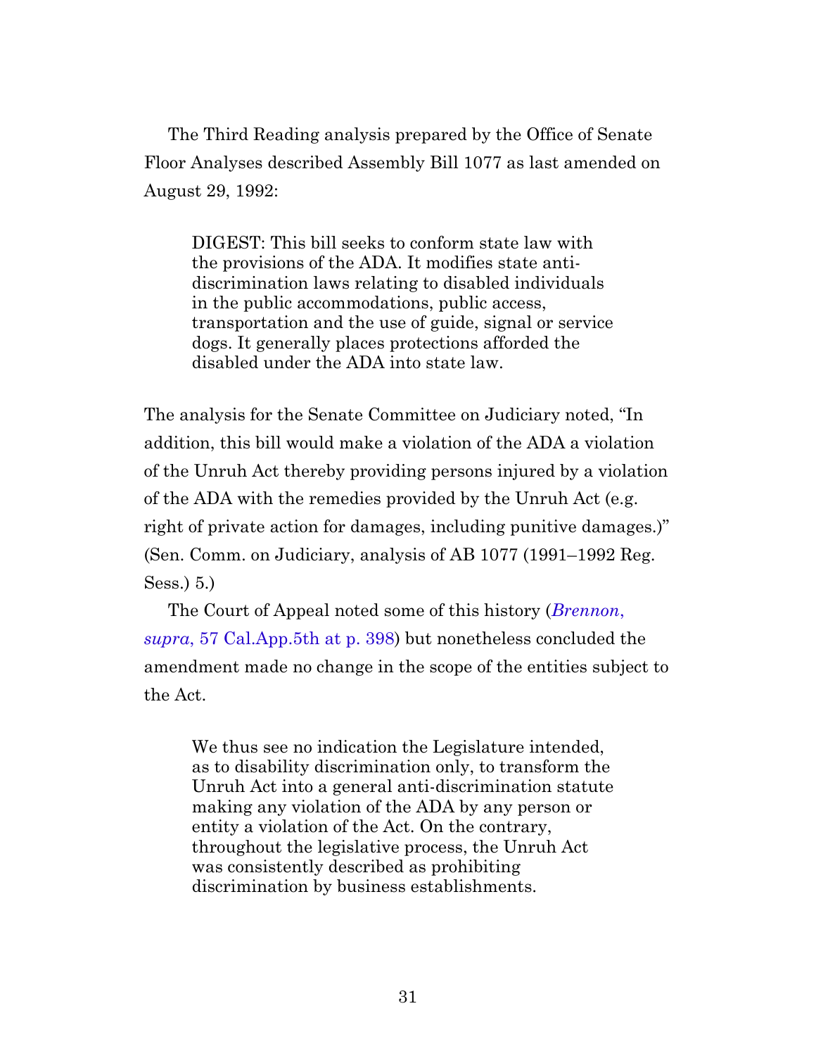The Third Reading analysis prepared by the Office of Senate Floor Analyses described Assembly Bill 1077 as last amended on August 29, 1992:

> DIGEST: This bill seeks to conform state law with the provisions of the ADA. It modifies state anti-discrimination laws relating to disabled individuals in the public accommodations, public access, transportation and the use of guide, signal or service dogs. It generally places protections afforded the disabled under the ADA into state law.

The analysis for the Senate Committee on Judiciary noted, "In addition, this bill would make a violation of the ADA a violation of the Unruh Act thereby providing persons injured by a violation of the ADA with the remedies provided by the Unruh Act (e.g. right of private action for damages, including punitive damages.)" (Sen. Comm. on Judiciary, analysis of AB 1077 (1991–1992 Reg. Sess.) 5.)

The Court of Appeal noted some of this history (*Brennon*, *supra*, 57 Cal.App.5th at p. 398) but nonetheless concluded the amendment made no change in the scope of the entities subject to the Act.

> We thus see no indication the Legislature intended, as to disability discrimination only, to transform the Unruh Act into a general anti-discrimination statute making any violation of the ADA by any person or entity a violation of the Act. On the contrary, throughout the legislative process, the Unruh Act was consistently described as prohibiting discrimination by business establishments.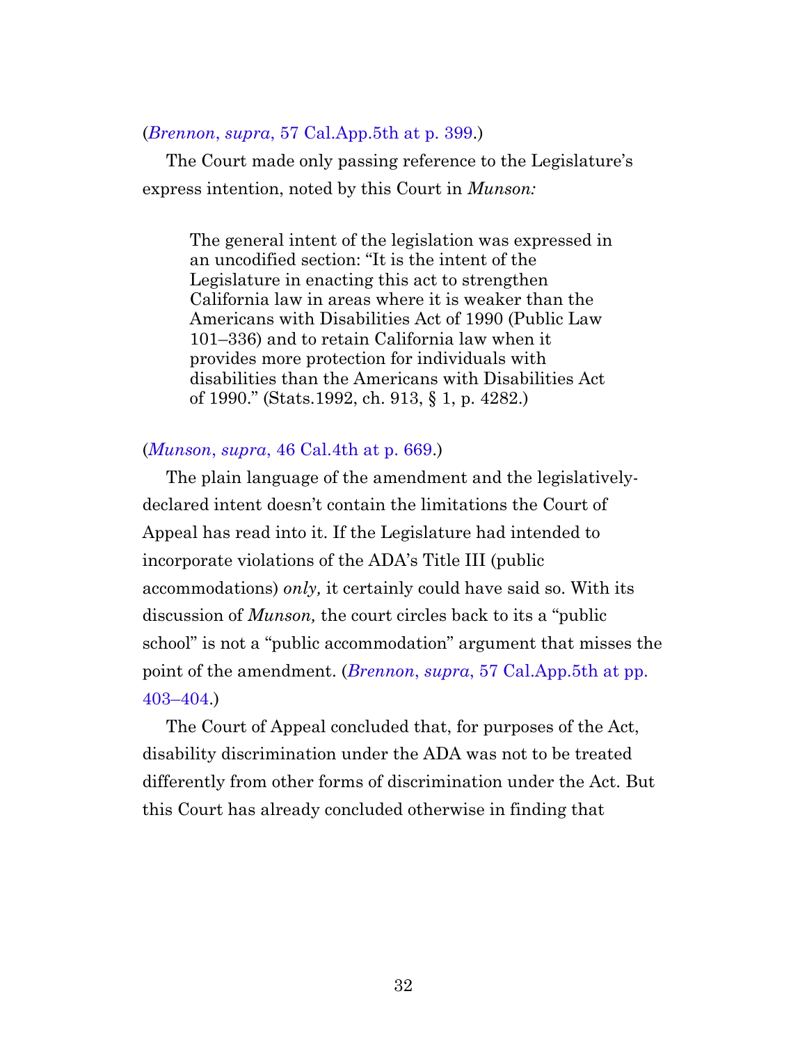(*Brennon*, *supra*, 57 Cal.App.5th at p. 399.)

The Court made only passing reference to the Legislature's express intention, noted by this Court in *Munson:*

> The general intent of the legislation was expressed in an uncodified section: "It is the intent of the Legislature in enacting this act to strengthen California law in areas where it is weaker than the Americans with Disabilities Act of 1990 (Public Law 101–336) and to retain California law when it provides more protection for individuals with disabilities than the Americans with Disabilities Act of 1990." (Stats.1992, ch. 913, § 1, p. 4282.)

(*Munson*, *supra*, 46 Cal.4th at p. 669.)

The plain language of the amendment and the legislatively-declared intent doesn't contain the limitations the Court of Appeal has read into it. If the Legislature had intended to incorporate violations of the ADA's Title III (public accommodations) *only,* it certainly could have said so. With its discussion of *Munson,* the court circles back to its a "public school" is not a "public accommodation" argument that misses the point of the amendment. (*Brennon*, *supra*, 57 Cal.App.5th at pp. 403–404.)

The Court of Appeal concluded that, for purposes of the Act, disability discrimination under the ADA was not to be treated differently from other forms of discrimination under the Act. But this Court has already concluded otherwise in finding that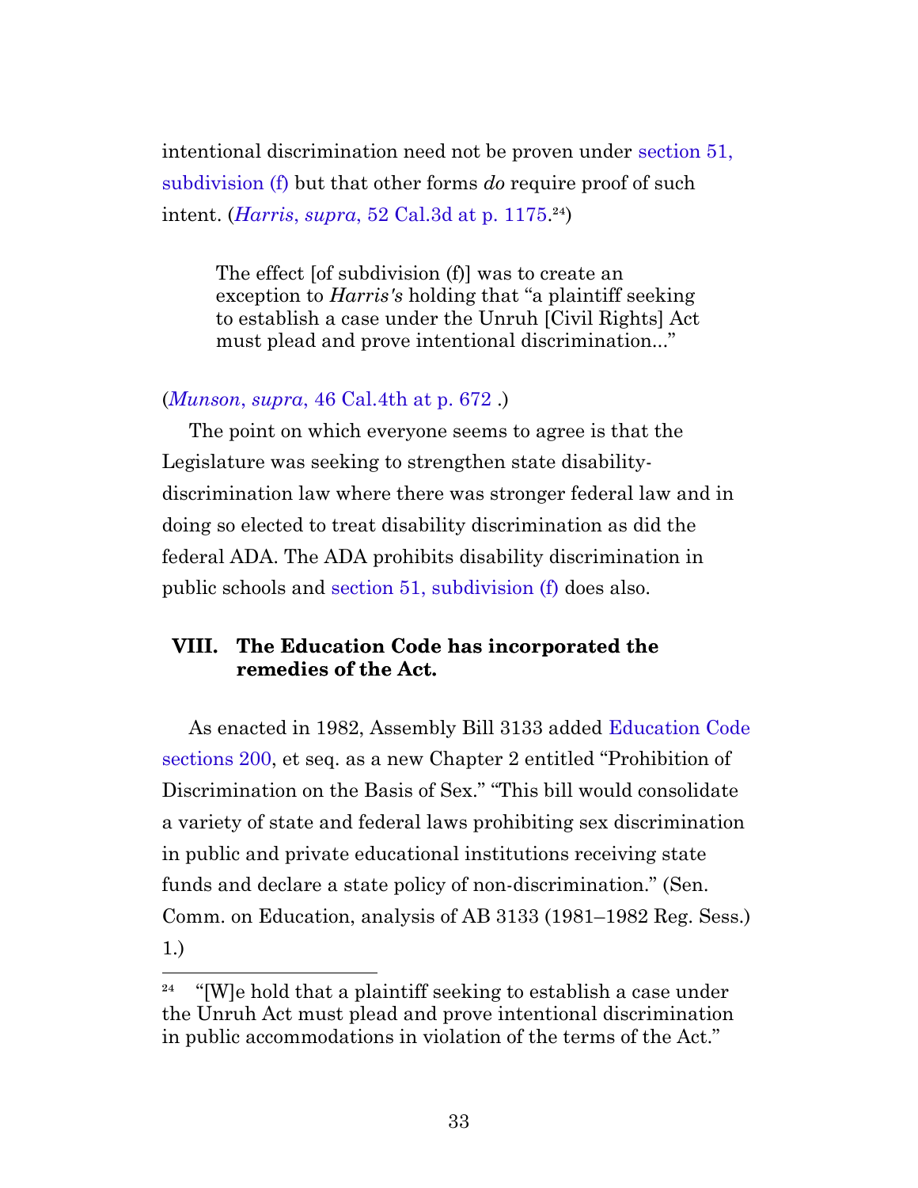intentional discrimination need not be proven under section 51, subdivision (f) but that other forms *do* require proof of such intent. (*Harris*, *supra*, 52 Cal.3d at p. 1175.[24])

> The effect [of subdivision (f)] was to create an exception to *Harris's* holding that "a plaintiff seeking to establish a case under the Unruh [Civil Rights] Act must plead and prove intentional discrimination..."

(*Munson*, *supra*, 46 Cal.4th at p. 672 .)

The point on which everyone seems to agree is that the Legislature was seeking to strengthen state disability-discrimination law where there was stronger federal law and in doing so elected to treat disability discrimination as did the federal ADA. The ADA prohibits disability discrimination in public schools and section 51, subdivision (f) does also.

## VIII. The Education Code has incorporated the remedies of the Act.

As enacted in 1982, Assembly Bill 3133 added Education Code sections 200, et seq. as a new Chapter 2 entitled "Prohibition of Discrimination on the Basis of Sex." "This bill would consolidate a variety of state and federal laws prohibiting sex discrimination in public and private educational institutions receiving state funds and declare a state policy of non-discrimination." (Sen. Comm. on Education, analysis of AB 3133 (1981–1982 Reg. Sess.) 1.)

---

[24] "[W]e hold that a plaintiff seeking to establish a case under the Unruh Act must plead and prove intentional discrimination in public accommodations in violation of the terms of the Act."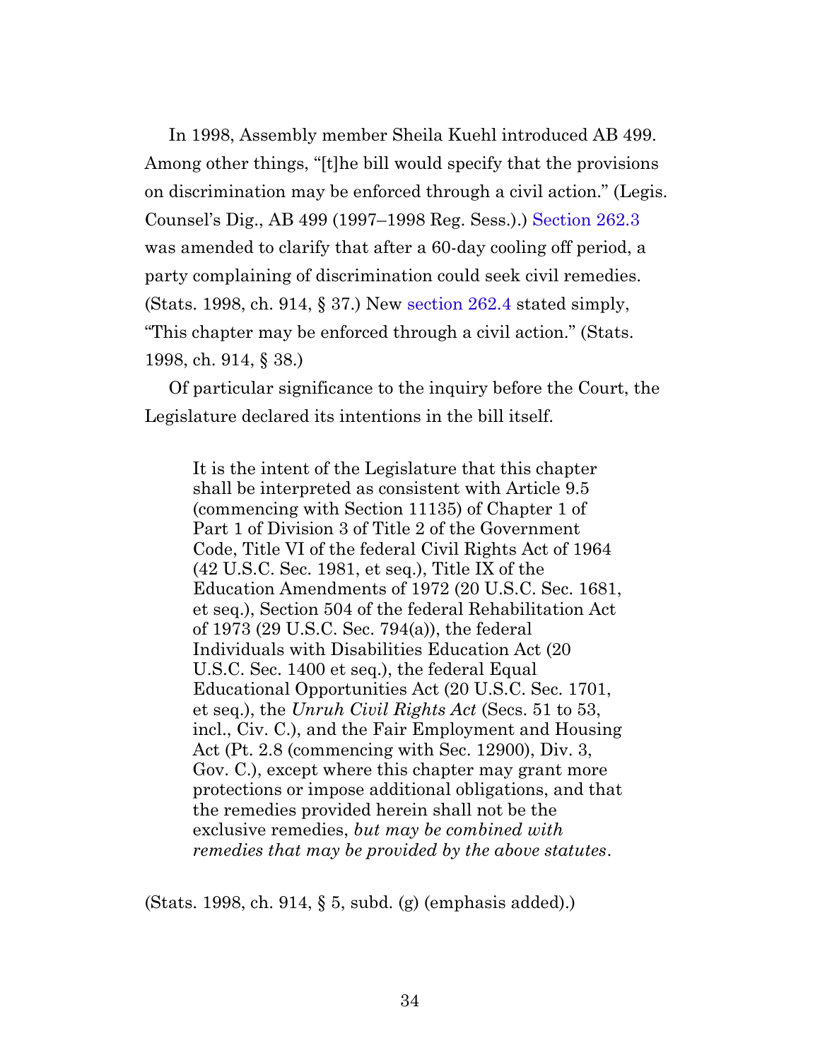In 1998, Assembly member Sheila Kuehl introduced AB 499. Among other things, "[t]he bill would specify that the provisions on discrimination may be enforced through a civil action." (Legis. Counsel's Dig., AB 499 (1997–1998 Reg. Sess.).) Section 262.3 was amended to clarify that after a 60-day cooling off period, a party complaining of discrimination could seek civil remedies. (Stats. 1998, ch. 914, § 37.) New section 262.4 stated simply, "This chapter may be enforced through a civil action." (Stats. 1998, ch. 914, § 38.)

Of particular significance to the inquiry before the Court, the Legislature declared its intentions in the bill itself.

> It is the intent of the Legislature that this chapter shall be interpreted as consistent with Article 9.5 (commencing with Section 11135) of Chapter 1 of Part 1 of Division 3 of Title 2 of the Government Code, Title VI of the federal Civil Rights Act of 1964 (42 U.S.C. Sec. 1981, et seq.), Title IX of the Education Amendments of 1972 (20 U.S.C. Sec. 1681, et seq.), Section 504 of the federal Rehabilitation Act of 1973 (29 U.S.C. Sec. 794(a)), the federal Individuals with Disabilities Education Act (20 U.S.C. Sec. 1400 et seq.), the federal Equal Educational Opportunities Act (20 U.S.C. Sec. 1701, et seq.), the *Unruh Civil Rights Act* (Secs. 51 to 53, incl., Civ. C.), and the Fair Employment and Housing Act (Pt. 2.8 (commencing with Sec. 12900), Div. 3, Gov. C.), except where this chapter may grant more protections or impose additional obligations, and that the remedies provided herein shall not be the exclusive remedies, *but may be combined with remedies that may be provided by the above statutes*.

(Stats. 1998, ch. 914, § 5, subd. (g) (emphasis added).)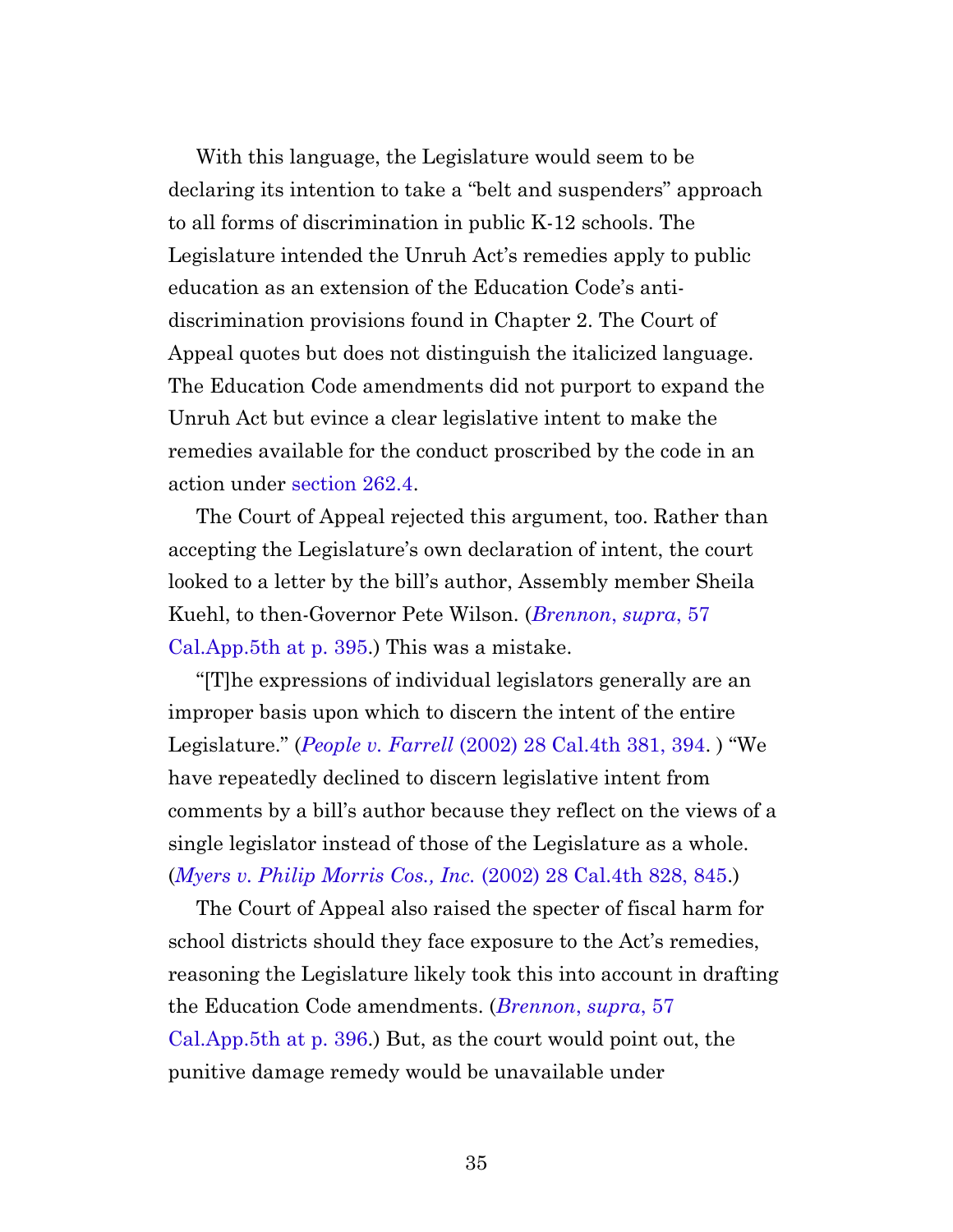With this language, the Legislature would seem to be declaring its intention to take a "belt and suspenders" approach to all forms of discrimination in public K-12 schools. The Legislature intended the Unruh Act's remedies apply to public education as an extension of the Education Code's anti-discrimination provisions found in Chapter 2. The Court of Appeal quotes but does not distinguish the italicized language. The Education Code amendments did not purport to expand the Unruh Act but evince a clear legislative intent to make the remedies available for the conduct proscribed by the code in an action under section 262.4.

The Court of Appeal rejected this argument, too. Rather than accepting the Legislature's own declaration of intent, the court looked to a letter by the bill's author, Assembly member Sheila Kuehl, to then-Governor Pete Wilson. (*Brennon*, *supra*, 57 Cal.App.5th at p. 395.) This was a mistake.

"[T]he expressions of individual legislators generally are an improper basis upon which to discern the intent of the entire Legislature." (*People v. Farrell* (2002) 28 Cal.4th 381, 394. ) "We have repeatedly declined to discern legislative intent from comments by a bill's author because they reflect on the views of a single legislator instead of those of the Legislature as a whole. (*Myers v. Philip Morris Cos., Inc.* (2002) 28 Cal.4th 828, 845.)

The Court of Appeal also raised the specter of fiscal harm for school districts should they face exposure to the Act's remedies, reasoning the Legislature likely took this into account in drafting the Education Code amendments. (*Brennon*, *supra*, 57 Cal.App.5th at p. 396.) But, as the court would point out, the punitive damage remedy would be unavailable under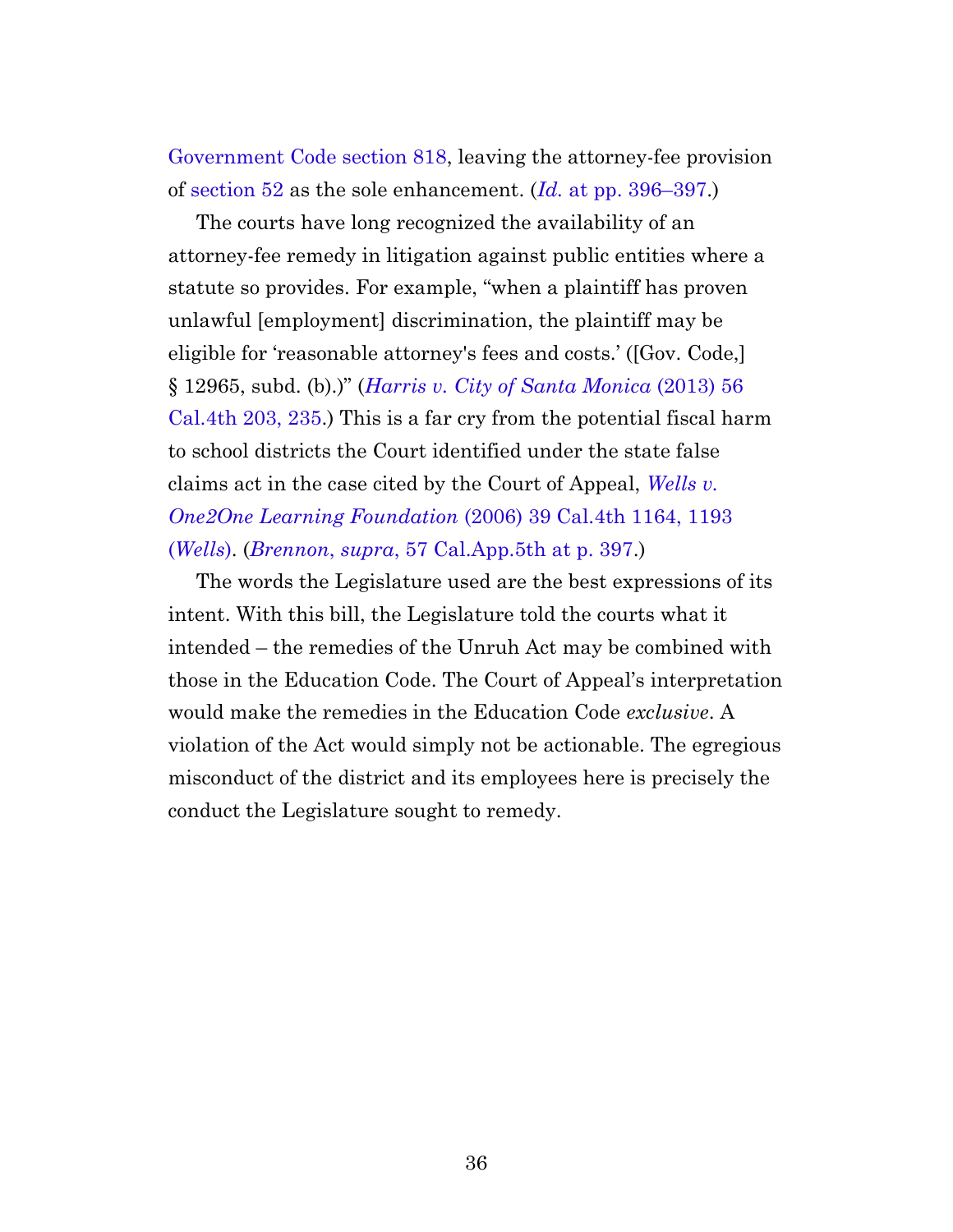Government Code section 818, leaving the attorney-fee provision of section 52 as the sole enhancement. (*Id.* at pp. 396–397.)

The courts have long recognized the availability of an attorney-fee remedy in litigation against public entities where a statute so provides. For example, "when a plaintiff has proven unlawful [employment] discrimination, the plaintiff may be eligible for 'reasonable attorney's fees and costs.' ([Gov. Code,] § 12965, subd. (b).)" (*Harris v. City of Santa Monica* (2013) 56 Cal.4th 203, 235.) This is a far cry from the potential fiscal harm to school districts the Court identified under the state false claims act in the case cited by the Court of Appeal, *Wells v. One2One Learning Foundation* (2006) 39 Cal.4th 1164, 1193 (*Wells*). (*Brennon*, *supra*, 57 Cal.App.5th at p. 397.)

The words the Legislature used are the best expressions of its intent. With this bill, the Legislature told the courts what it intended – the remedies of the Unruh Act may be combined with those in the Education Code. The Court of Appeal's interpretation would make the remedies in the Education Code *exclusive*. A violation of the Act would simply not be actionable. The egregious misconduct of the district and its employees here is precisely the conduct the Legislature sought to remedy.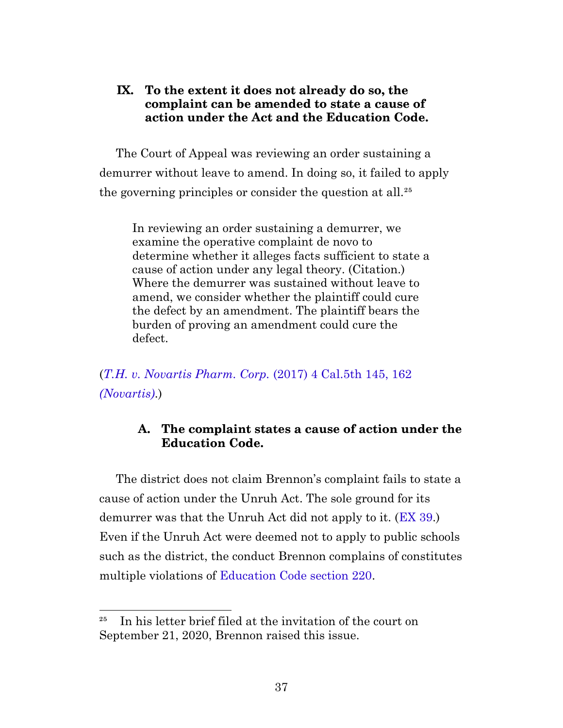## IX. To the extent it does not already do so, the complaint can be amended to state a cause of action under the Act and the Education Code.

The Court of Appeal was reviewing an order sustaining a demurrer without leave to amend. In doing so, it failed to apply the governing principles or consider the question at all.[25]

> In reviewing an order sustaining a demurrer, we examine the operative complaint de novo to determine whether it alleges facts sufficient to state a cause of action under any legal theory. (Citation.) Where the demurrer was sustained without leave to amend, we consider whether the plaintiff could cure the defect by an amendment. The plaintiff bears the burden of proving an amendment could cure the defect.

(*T.H. v. Novartis Pharm. Corp.* (2017) 4 Cal.5th 145, 162 *(Novartis)*.)

### A. The complaint states a cause of action under the Education Code.

The district does not claim Brennon's complaint fails to state a cause of action under the Unruh Act. The sole ground for its demurrer was that the Unruh Act did not apply to it. (EX 39.) Even if the Unruh Act were deemed not to apply to public schools such as the district, the conduct Brennon complains of constitutes multiple violations of Education Code section 220.

---

[25] In his letter brief filed at the invitation of the court on September 21, 2020, Brennon raised this issue.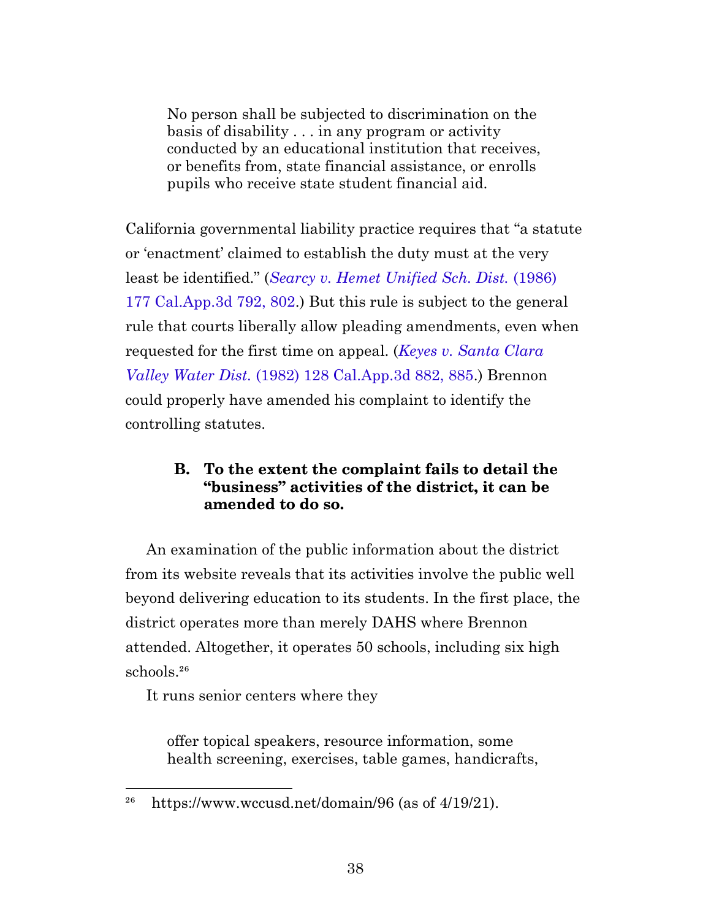> No person shall be subjected to discrimination on the basis of disability . . . in any program or activity conducted by an educational institution that receives, or benefits from, state financial assistance, or enrolls pupils who receive state student financial aid.

California governmental liability practice requires that "a statute or 'enactment' claimed to establish the duty must at the very least be identified." (*Searcy v. Hemet Unified Sch. Dist.* (1986) 177 Cal.App.3d 792, 802.) But this rule is subject to the general rule that courts liberally allow pleading amendments, even when requested for the first time on appeal. (*Keyes v. Santa Clara Valley Water Dist.* (1982) 128 Cal.App.3d 882, 885.) Brennon could properly have amended his complaint to identify the controlling statutes.

### B. To the extent the complaint fails to detail the "business" activities of the district, it can be amended to do so.

An examination of the public information about the district from its website reveals that its activities involve the public well beyond delivering education to its students. In the first place, the district operates more than merely DAHS where Brennon attended. Altogether, it operates 50 schools, including six high schools.[26]

It runs senior centers where they

> offer topical speakers, resource information, some health screening, exercises, table games, handicrafts,

[26] https://www.wccusd.net/domain/96 (as of 4/19/21).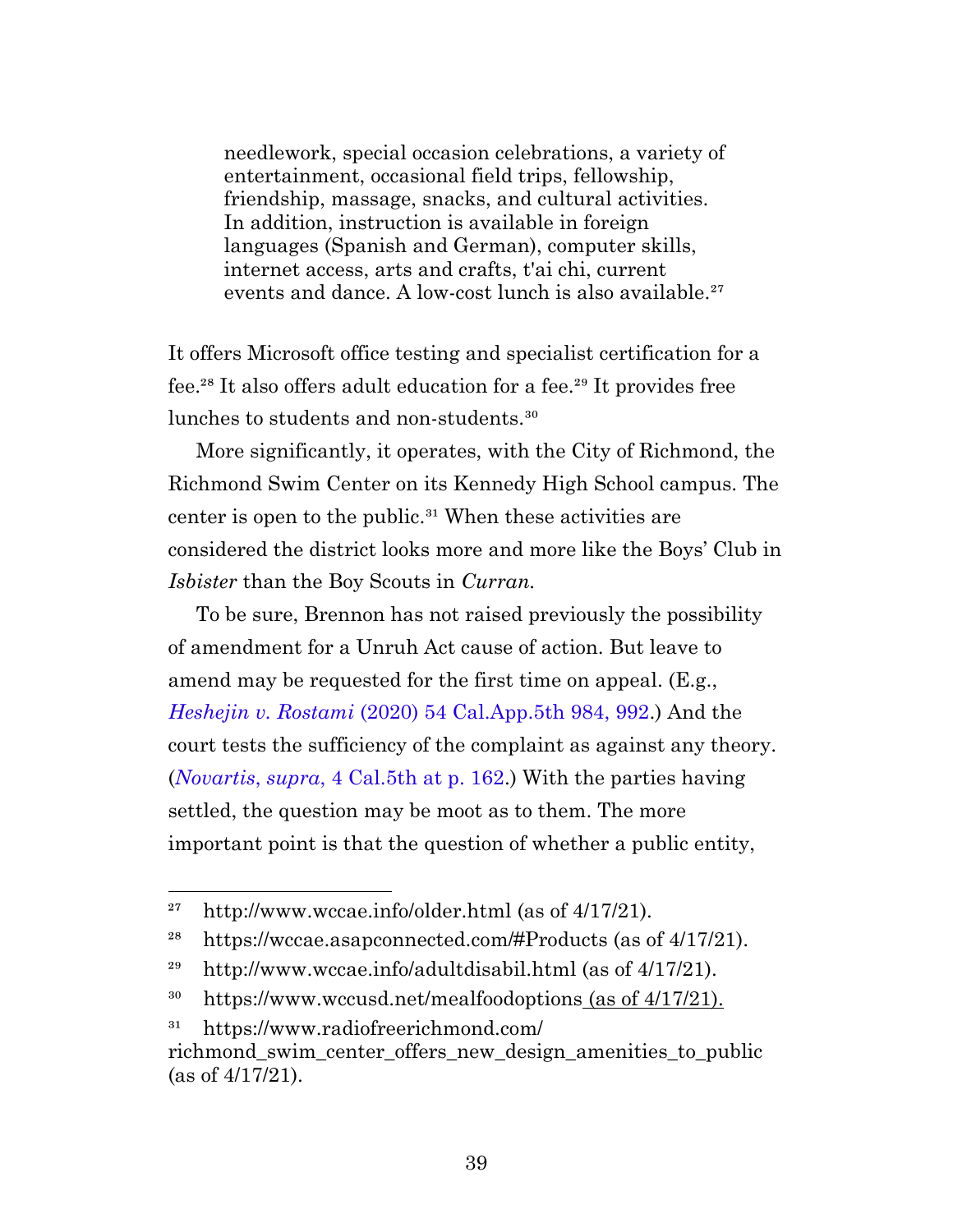> needlework, special occasion celebrations, a variety of entertainment, occasional field trips, fellowship, friendship, massage, snacks, and cultural activities. In addition, instruction is available in foreign languages (Spanish and German), computer skills, internet access, arts and crafts, t'ai chi, current events and dance. A low-cost lunch is also available.[27]

It offers Microsoft office testing and specialist certification for a fee.[28] It also offers adult education for a fee.[29] It provides free lunches to students and non-students.[30]

More significantly, it operates, with the City of Richmond, the Richmond Swim Center on its Kennedy High School campus. The center is open to the public.[31] When these activities are considered the district looks more and more like the Boys' Club in *Isbister* than the Boy Scouts in *Curran*.

To be sure, Brennon has not raised previously the possibility of amendment for a Unruh Act cause of action. But leave to amend may be requested for the first time on appeal. (E.g., *Heshejin v. Rostami* (2020) 54 Cal.App.5th 984, 992.) And the court tests the sufficiency of the complaint as against any theory. (*Novartis*, *supra*, 4 Cal.5th at p. 162.) With the parties having settled, the question may be moot as to them. The more important point is that the question of whether a public entity,

---

[27] http://www.wccae.info/older.html (as of 4/17/21).

[28] https://wccae.asapconnected.com/#Products (as of 4/17/21).

[29] http://www.wccae.info/adultdisabil.html (as of 4/17/21).

[30] https://www.wccusd.net/mealfoodoptions (as of 4/17/21).

[31] https://www.radiofreerichmond.com/richmond_swim_center_offers_new_design_amenities_to_public (as of 4/17/21).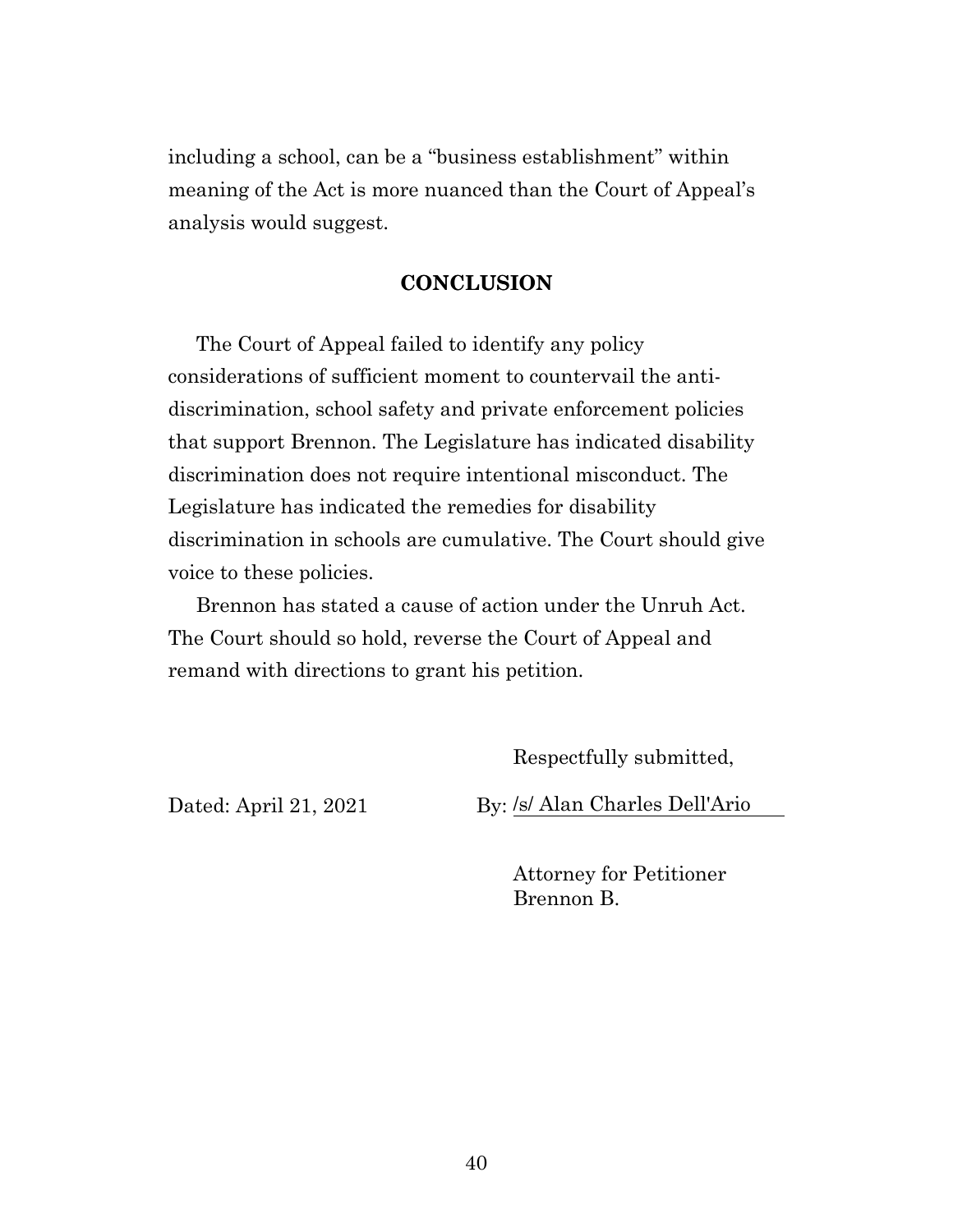including a school, can be a "business establishment" within meaning of the Act is more nuanced than the Court of Appeal's analysis would suggest.

## CONCLUSION

The Court of Appeal failed to identify any policy considerations of sufficient moment to countervail the anti-discrimination, school safety and private enforcement policies that support Brennon. The Legislature has indicated disability discrimination does not require intentional misconduct. The Legislature has indicated the remedies for disability discrimination in schools are cumulative. The Court should give voice to these policies.

Brennon has stated a cause of action under the Unruh Act. The Court should so hold, reverse the Court of Appeal and remand with directions to grant his petition.

Respectfully submitted,

Dated: April 21, 2021

By: /s/ Alan Charles Dell'Ario

Attorney for Petitioner
Brennon B.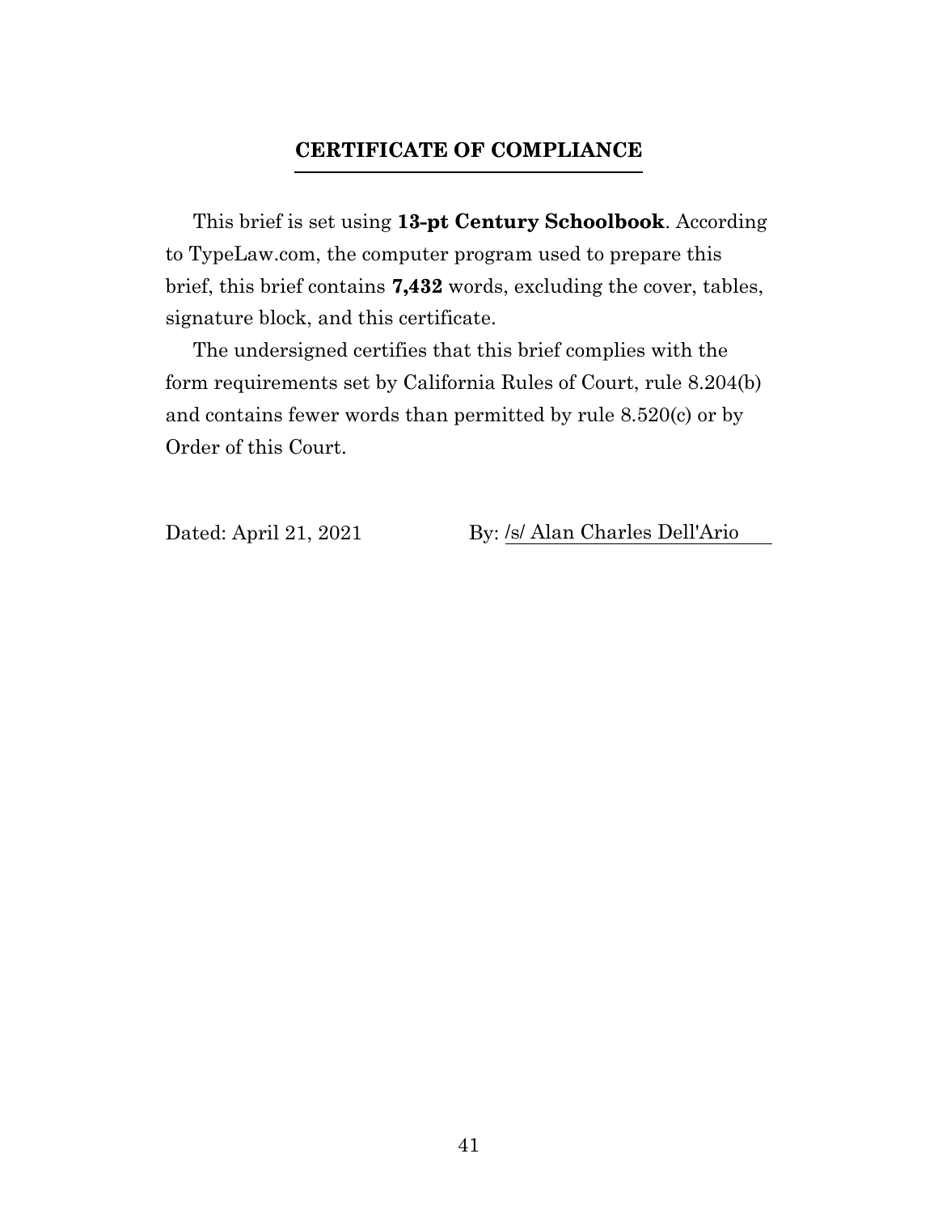## CERTIFICATE OF COMPLIANCE

This brief is set using **13-pt Century Schoolbook**. According to TypeLaw.com, the computer program used to prepare this brief, this brief contains **7,432** words, excluding the cover, tables, signature block, and this certificate.

The undersigned certifies that this brief complies with the form requirements set by California Rules of Court, rule 8.204(b) and contains fewer words than permitted by rule 8.520(c) or by Order of this Court.

Dated: April 21, 2021 By: /s/ Alan Charles Dell'Ario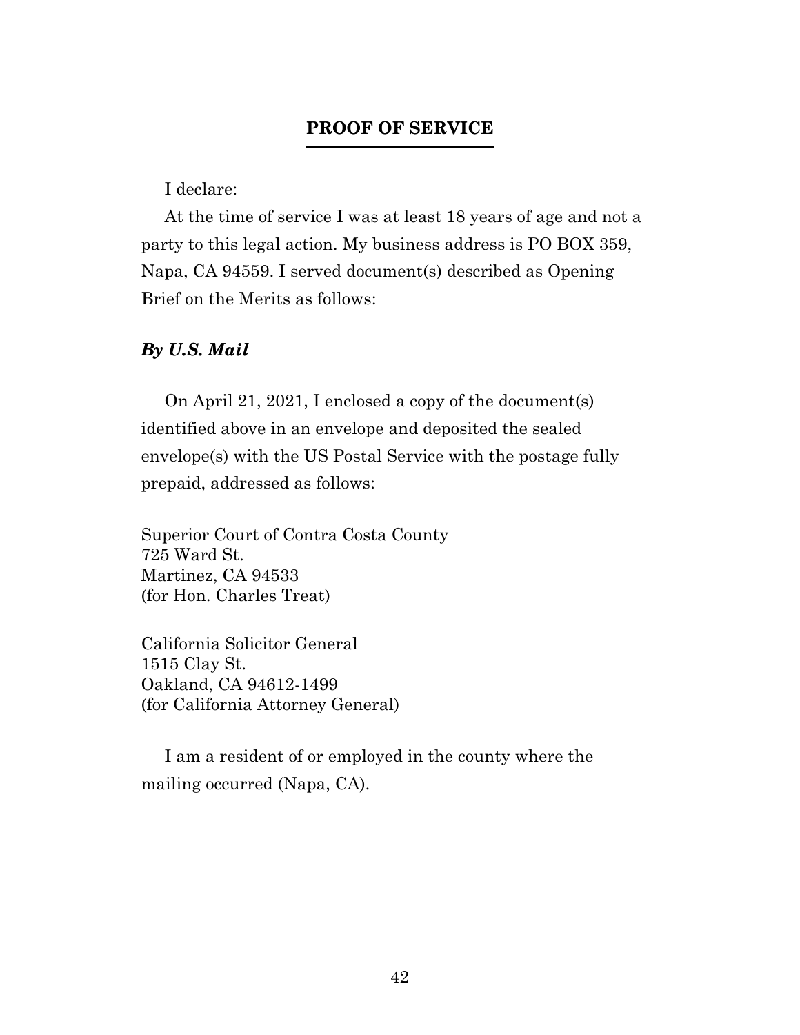## PROOF OF SERVICE

I declare:

At the time of service I was at least 18 years of age and not a party to this legal action. My business address is PO BOX 359, Napa, CA 94559. I served document(s) described as Opening Brief on the Merits as follows:

***By U.S. Mail***

On April 21, 2021, I enclosed a copy of the document(s) identified above in an envelope and deposited the sealed envelope(s) with the US Postal Service with the postage fully prepaid, addressed as follows:

Superior Court of Contra Costa County
725 Ward St.
Martinez, CA 94533
(for Hon. Charles Treat)

California Solicitor General
1515 Clay St.
Oakland, CA 94612-1499
(for California Attorney General)

I am a resident of or employed in the county where the mailing occurred (Napa, CA).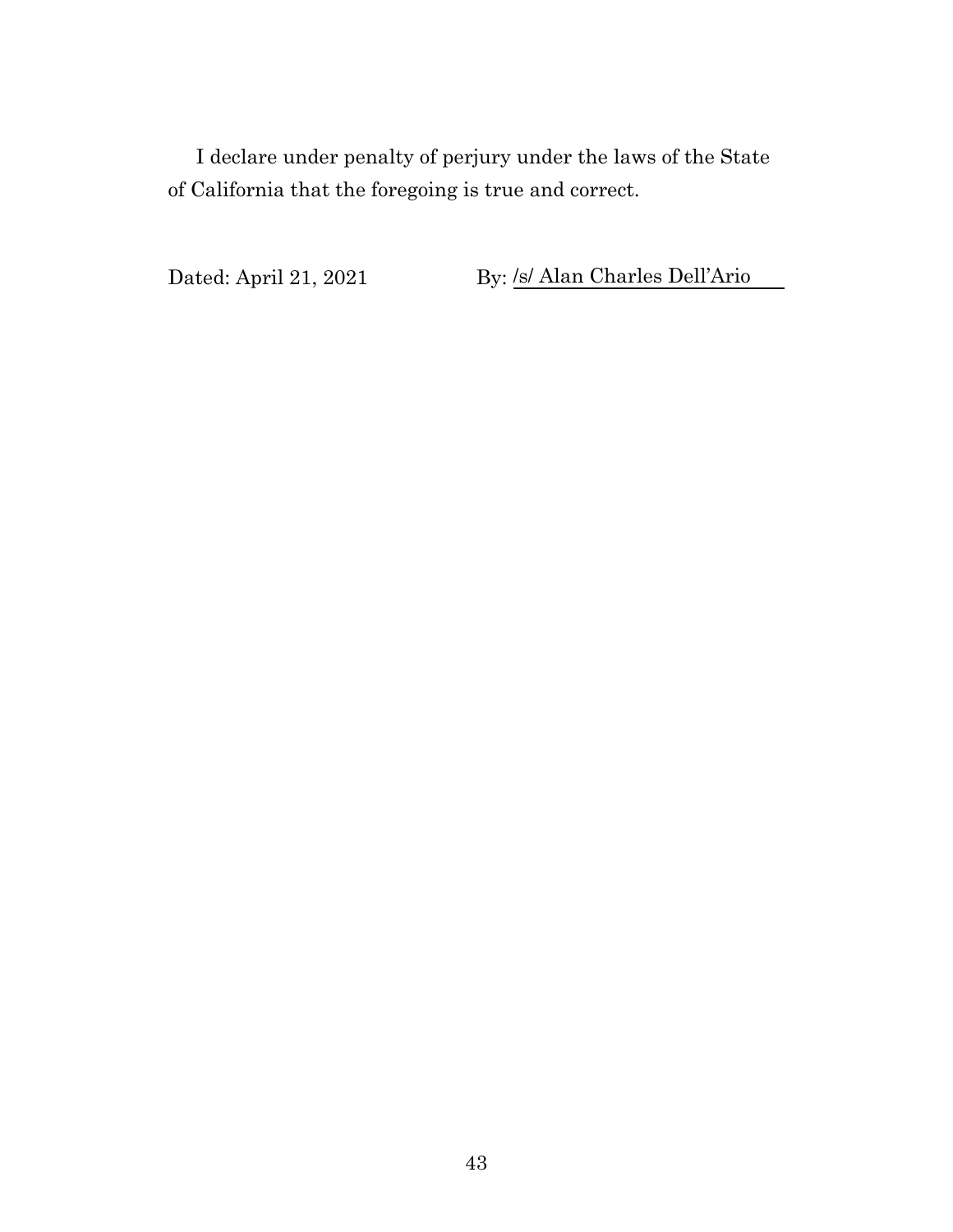I declare under penalty of perjury under the laws of the State of California that the foregoing is true and correct.

Dated: April 21, 2021 By: /s/ Alan Charles Dell'Ario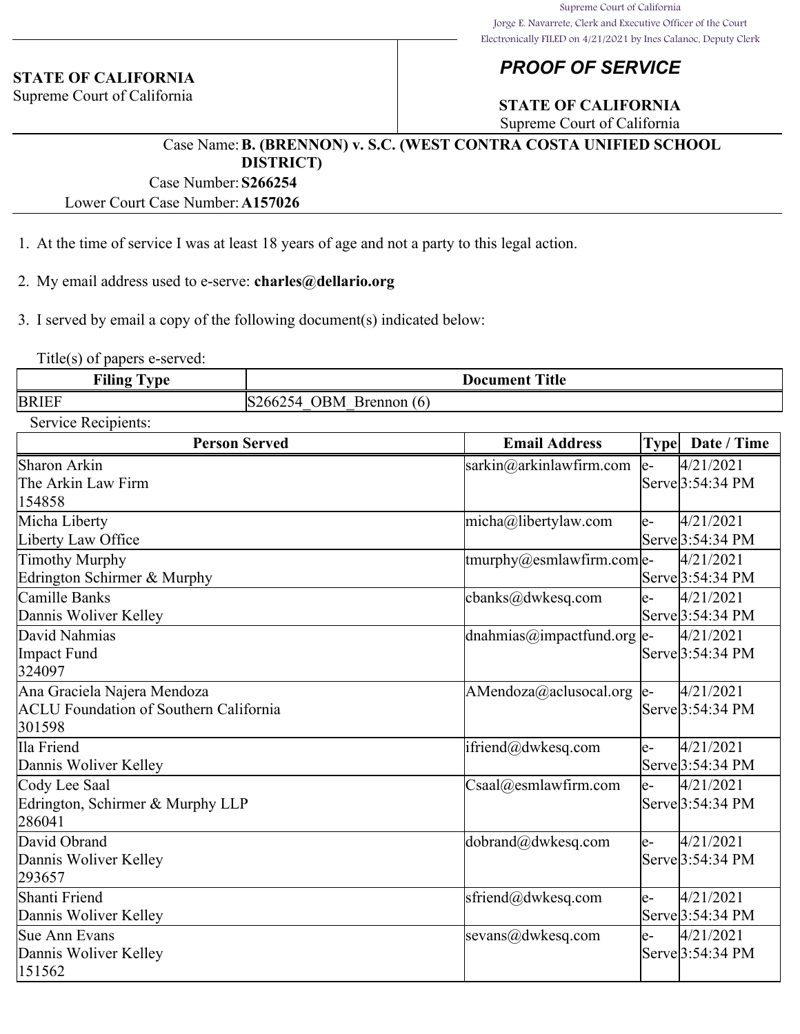Supreme Court of California
Jorge E. Navarrete, Clerk and Executive Officer of the Court
Electronically FILED on 4/21/2021 by Ines Calanoc, Deputy Clerk

**STATE OF CALIFORNIA**
Supreme Court of California

## *PROOF OF SERVICE*

**STATE OF CALIFORNIA**
Supreme Court of California

Case Name: **B. (BRENNON) v. S.C. (WEST CONTRA COSTA UNIFIED SCHOOL DISTRICT)**
Case Number: **S266254**
Lower Court Case Number: **A157026**

1. At the time of service I was at least 18 years of age and not a party to this legal action.

2. My email address used to e-serve: **charles@dellario.org**

3. I served by email a copy of the following document(s) indicated below:

Title(s) of papers e-served:

| Filing Type | Document Title |
|---|---|
| BRIEF | S266254_OBM_Brennon (6) |

Service Recipients:

| Person Served | Email Address | Type | Date / Time |
|---|---|---|---|
| Sharon Arkin<br>The Arkin Law Firm<br>154858 | sarkin@arkinlawfirm.com | e-Serve | 4/21/2021 3:54:34 PM |
| Micha Liberty<br>Liberty Law Office | micha@libertylaw.com | e-Serve | 4/21/2021 3:54:34 PM |
| Timothy Murphy<br>Edrington Schirmer & Murphy | tmurphy@esmlawfirm.com | e-Serve | 4/21/2021 3:54:34 PM |
| Camille Banks<br>Dannis Woliver Kelley | cbanks@dwkesq.com | e-Serve | 4/21/2021 3:54:34 PM |
| David Nahmias<br>Impact Fund<br>324097 | dnahmias@impactfund.org | e-Serve | 4/21/2021 3:54:34 PM |
| Ana Graciela Najera Mendoza<br>ACLU Foundation of Southern California<br>301598 | AMendoza@aclusocal.org | e-Serve | 4/21/2021 3:54:34 PM |
| Ila Friend<br>Dannis Woliver Kelley | ifriend@dwkesq.com | e-Serve | 4/21/2021 3:54:34 PM |
| Cody Lee Saal<br>Edrington, Schirmer & Murphy LLP<br>286041 | Csaal@esmlawfirm.com | e-Serve | 4/21/2021 3:54:34 PM |
| David Obrand<br>Dannis Woliver Kelley<br>293657 | dobrand@dwkesq.com | e-Serve | 4/21/2021 3:54:34 PM |
| Shanti Friend<br>Dannis Woliver Kelley | sfriend@dwkesq.com | e-Serve | 4/21/2021 3:54:34 PM |
| Sue Ann Evans<br>Dannis Woliver Kelley<br>151562 | sevans@dwkesq.com | e-Serve | 4/21/2021 3:54:34 PM |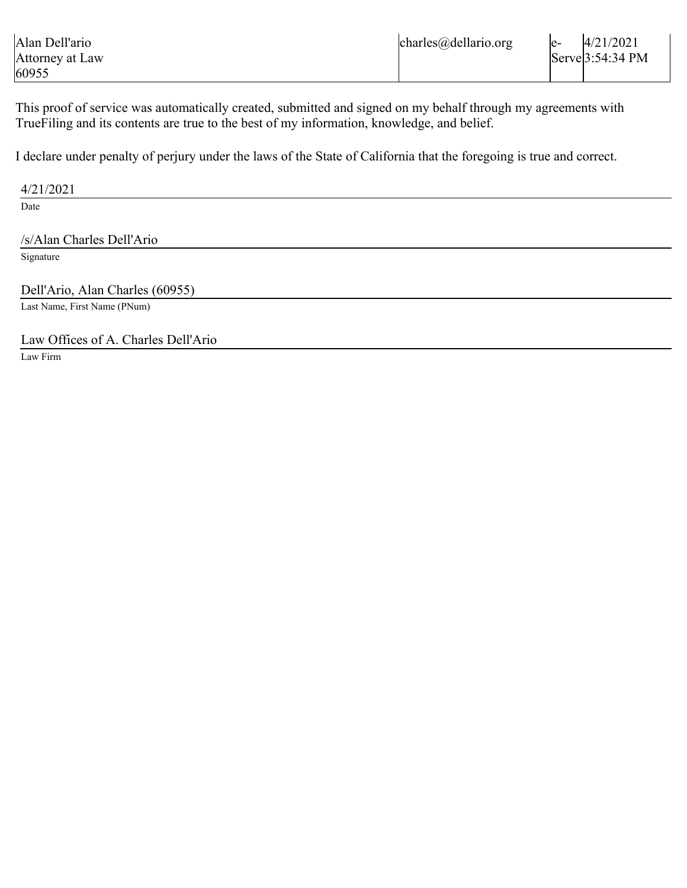| | | | |
|---|---|---|---|
| Alan Dell'ario<br>Attorney at Law<br>60955 | charles@dellario.org | e-Serve | 4/21/2021<br>3:54:34 PM |

This proof of service was automatically created, submitted and signed on my behalf through my agreements with TrueFiling and its contents are true to the best of my information, knowledge, and belief.

I declare under penalty of perjury under the laws of the State of California that the foregoing is true and correct.

4/21/2021

Date

/s/Alan Charles Dell'Ario

Signature

Dell'Ario, Alan Charles (60955)

Last Name, First Name (PNum)

Law Offices of A. Charles Dell'Ario

Law Firm